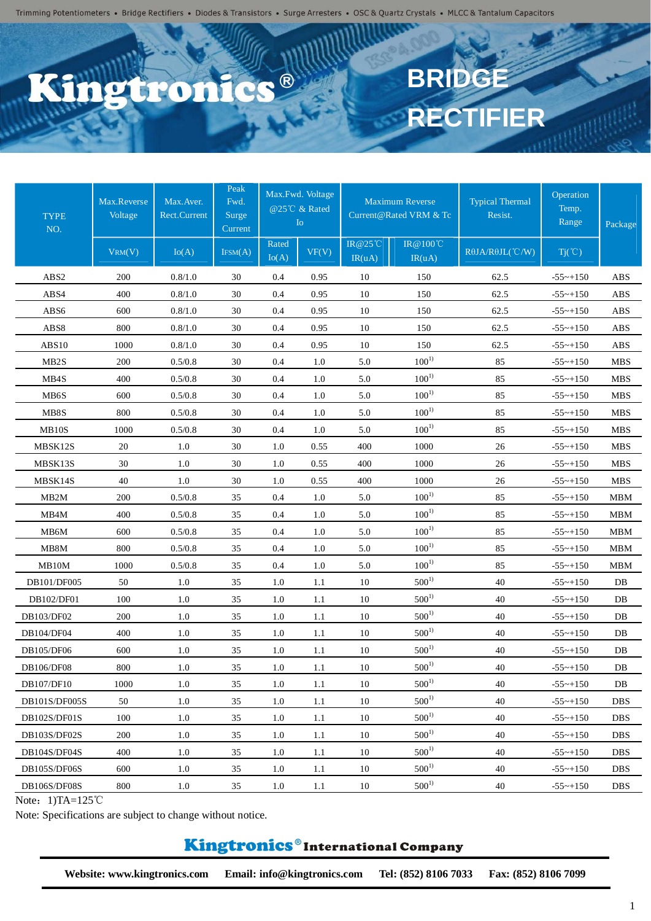Trimming Potentiometers • Bridge Rectifiers • Diodes & Transistors • Surge Arresters • OSC & Quartz Crystals • MLCC & Tantalum Capacitors

# Kingtronics®

# BRIDGE RECTIFIER

| TYPE NO. | Max.Reverse Voltage | Max.Aver. Rect.Current | Peak Fwd. Surge Current | Max.Fwd. Voltage @25℃ & Rated Io | | Maximum Reverse Current@Rated VRM & Tc | | Typical Thermal Resist. | Operation Temp. Range | Package |
|---|---|---|---|---|---|---|---|---|---|---|
| | $V_{RM}$(V) | Io(A) | $I_{FSM}$(A) | Rated Io(A) | VF(V) | IR@25℃ IR(uA) | IR@100℃ IR(uA) | RθJA/RθJL(℃/W) | Tj(℃) | |
| ABS2 | 200 | 0.8/1.0 | 30 | 0.4 | 0.95 | 10 | 150 | 62.5 | -55~+150 | ABS |
| ABS4 | 400 | 0.8/1.0 | 30 | 0.4 | 0.95 | 10 | 150 | 62.5 | -55~+150 | ABS |
| ABS6 | 600 | 0.8/1.0 | 30 | 0.4 | 0.95 | 10 | 150 | 62.5 | -55~+150 | ABS |
| ABS8 | 800 | 0.8/1.0 | 30 | 0.4 | 0.95 | 10 | 150 | 62.5 | -55~+150 | ABS |
| ABS10 | 1000 | 0.8/1.0 | 30 | 0.4 | 0.95 | 10 | 150 | 62.5 | -55~+150 | ABS |
| MB2S | 200 | 0.5/0.8 | 30 | 0.4 | 1.0 | 5.0 | 100[1)] | 85 | -55~+150 | MBS |
| MB4S | 400 | 0.5/0.8 | 30 | 0.4 | 1.0 | 5.0 | 100[1)] | 85 | -55~+150 | MBS |
| MB6S | 600 | 0.5/0.8 | 30 | 0.4 | 1.0 | 5.0 | 100[1)] | 85 | -55~+150 | MBS |
| MB8S | 800 | 0.5/0.8 | 30 | 0.4 | 1.0 | 5.0 | 100[1)] | 85 | -55~+150 | MBS |
| MB10S | 1000 | 0.5/0.8 | 30 | 0.4 | 1.0 | 5.0 | 100[1)] | 85 | -55~+150 | MBS |
| MBSK12S | 20 | 1.0 | 30 | 1.0 | 0.55 | 400 | 1000 | 26 | -55~+150 | MBS |
| MBSK13S | 30 | 1.0 | 30 | 1.0 | 0.55 | 400 | 1000 | 26 | -55~+150 | MBS |
| MBSK14S | 40 | 1.0 | 30 | 1.0 | 0.55 | 400 | 1000 | 26 | -55~+150 | MBS |
| MB2M | 200 | 0.5/0.8 | 35 | 0.4 | 1.0 | 5.0 | 100[1)] | 85 | -55~+150 | MBM |
| MB4M | 400 | 0.5/0.8 | 35 | 0.4 | 1.0 | 5.0 | 100[1)] | 85 | -55~+150 | MBM |
| MB6M | 600 | 0.5/0.8 | 35 | 0.4 | 1.0 | 5.0 | 100[1)] | 85 | -55~+150 | MBM |
| MB8M | 800 | 0.5/0.8 | 35 | 0.4 | 1.0 | 5.0 | 100[1)] | 85 | -55~+150 | MBM |
| MB10M | 1000 | 0.5/0.8 | 35 | 0.4 | 1.0 | 5.0 | 100[1)] | 85 | -55~+150 | MBM |
| DB101/DF005 | 50 | 1.0 | 35 | 1.0 | 1.1 | 10 | 500[1)] | 40 | -55~+150 | DB |
| DB102/DF01 | 100 | 1.0 | 35 | 1.0 | 1.1 | 10 | 500[1)] | 40 | -55~+150 | DB |
| DB103/DF02 | 200 | 1.0 | 35 | 1.0 | 1.1 | 10 | 500[1)] | 40 | -55~+150 | DB |
| DB104/DF04 | 400 | 1.0 | 35 | 1.0 | 1.1 | 10 | 500[1)] | 40 | -55~+150 | DB |
| DB105/DF06 | 600 | 1.0 | 35 | 1.0 | 1.1 | 10 | 500[1)] | 40 | -55~+150 | DB |
| DB106/DF08 | 800 | 1.0 | 35 | 1.0 | 1.1 | 10 | 500[1)] | 40 | -55~+150 | DB |
| DB107/DF10 | 1000 | 1.0 | 35 | 1.0 | 1.1 | 10 | 500[1)] | 40 | -55~+150 | DB |
| DB101S/DF005S | 50 | 1.0 | 35 | 1.0 | 1.1 | 10 | 500[1)] | 40 | -55~+150 | DBS |
| DB102S/DF01S | 100 | 1.0 | 35 | 1.0 | 1.1 | 10 | 500[1)] | 40 | -55~+150 | DBS |
| DB103S/DF02S | 200 | 1.0 | 35 | 1.0 | 1.1 | 10 | 500[1)] | 40 | -55~+150 | DBS |
| DB104S/DF04S | 400 | 1.0 | 35 | 1.0 | 1.1 | 10 | 500[1)] | 40 | -55~+150 | DBS |
| DB105S/DF06S | 600 | 1.0 | 35 | 1.0 | 1.1 | 10 | 500[1)] | 40 | -55~+150 | DBS |
| DB106S/DF08S | 800 | 1.0 | 35 | 1.0 | 1.1 | 10 | 500[1)] | 40 | -55~+150 | DBS |

Note：1)TA=125℃

Note: Specifications are subject to change without notice.

**Kingtronics® International Company**

**Website: www.kingtronics.com   Email: info@kingtronics.com   Tel: (852) 8106 7033   Fax: (852) 8106 7099**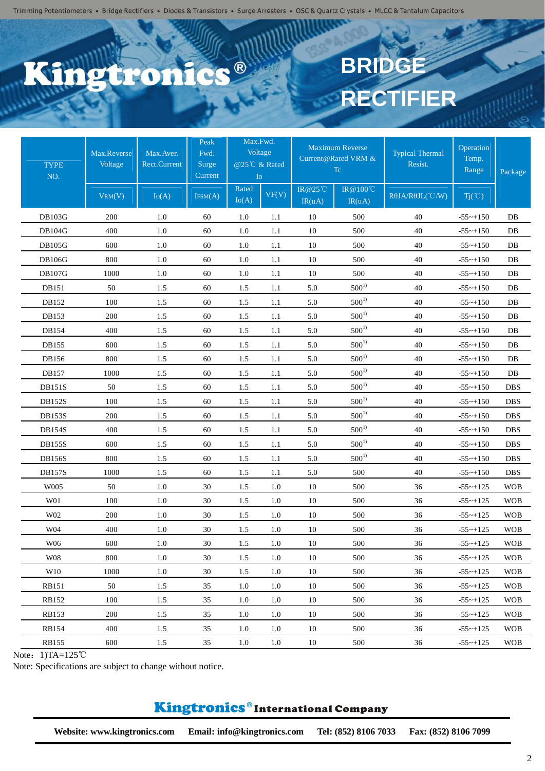Trimming Potentiometers • Bridge Rectifiers • Diodes & Transistors • Surge Arresters • OSC & Quartz Crystals • MLCC & Tantalum Capacitors

# Kingtronics®

# BRIDGE RECTIFIER

| TYPE NO. | Max.Reverse Voltage | Max.Aver. Rect.Current | Peak Fwd. Surge Current | Max.Fwd. Voltage @25℃ & Rated Io | | Maximum Reverse Current@Rated VRM & Tc | | Typical Thermal Resist. | Operation Temp. Range | Package |
|---|---|---|---|---|---|---|---|---|---|---|
| | VRM(V) | Io(A) | IFSM(A) | Rated Io(A) | VF(V) | IR@25℃ IR(uA) | IR@100℃ IR(uA) | RθJA/RθJL(℃/W) | Tj(℃) | |
| DB103G | 200 | 1.0 | 60 | 1.0 | 1.1 | 10 | 500 | 40 | -55~+150 | DB |
| DB104G | 400 | 1.0 | 60 | 1.0 | 1.1 | 10 | 500 | 40 | -55~+150 | DB |
| DB105G | 600 | 1.0 | 60 | 1.0 | 1.1 | 10 | 500 | 40 | -55~+150 | DB |
| DB106G | 800 | 1.0 | 60 | 1.0 | 1.1 | 10 | 500 | 40 | -55~+150 | DB |
| DB107G | 1000 | 1.0 | 60 | 1.0 | 1.1 | 10 | 500 | 40 | -55~+150 | DB |
| DB151 | 50 | 1.5 | 60 | 1.5 | 1.1 | 5.0 | 500[1] | 40 | -55~+150 | DB |
| DB152 | 100 | 1.5 | 60 | 1.5 | 1.1 | 5.0 | 500[1] | 40 | -55~+150 | DB |
| DB153 | 200 | 1.5 | 60 | 1.5 | 1.1 | 5.0 | 500[1] | 40 | -55~+150 | DB |
| DB154 | 400 | 1.5 | 60 | 1.5 | 1.1 | 5.0 | 500[1] | 40 | -55~+150 | DB |
| DB155 | 600 | 1.5 | 60 | 1.5 | 1.1 | 5.0 | 500[1] | 40 | -55~+150 | DB |
| DB156 | 800 | 1.5 | 60 | 1.5 | 1.1 | 5.0 | 500[1] | 40 | -55~+150 | DB |
| DB157 | 1000 | 1.5 | 60 | 1.5 | 1.1 | 5.0 | 500[1] | 40 | -55~+150 | DB |
| DB151S | 50 | 1.5 | 60 | 1.5 | 1.1 | 5.0 | 500[1] | 40 | -55~+150 | DBS |
| DB152S | 100 | 1.5 | 60 | 1.5 | 1.1 | 5.0 | 500[1] | 40 | -55~+150 | DBS |
| DB153S | 200 | 1.5 | 60 | 1.5 | 1.1 | 5.0 | 500[1] | 40 | -55~+150 | DBS |
| DB154S | 400 | 1.5 | 60 | 1.5 | 1.1 | 5.0 | 500[1] | 40 | -55~+150 | DBS |
| DB155S | 600 | 1.5 | 60 | 1.5 | 1.1 | 5.0 | 500[1] | 40 | -55~+150 | DBS |
| DB156S | 800 | 1.5 | 60 | 1.5 | 1.1 | 5.0 | 500[1] | 40 | -55~+150 | DBS |
| DB157S | 1000 | 1.5 | 60 | 1.5 | 1.1 | 5.0 | 500 | 40 | -55~+150 | DBS |
| W005 | 50 | 1.0 | 30 | 1.5 | 1.0 | 10 | 500 | 36 | -55~+125 | WOB |
| W01 | 100 | 1.0 | 30 | 1.5 | 1.0 | 10 | 500 | 36 | -55~+125 | WOB |
| W02 | 200 | 1.0 | 30 | 1.5 | 1.0 | 10 | 500 | 36 | -55~+125 | WOB |
| W04 | 400 | 1.0 | 30 | 1.5 | 1.0 | 10 | 500 | 36 | -55~+125 | WOB |
| W06 | 600 | 1.0 | 30 | 1.5 | 1.0 | 10 | 500 | 36 | -55~+125 | WOB |
| W08 | 800 | 1.0 | 30 | 1.5 | 1.0 | 10 | 500 | 36 | -55~+125 | WOB |
| W10 | 1000 | 1.0 | 30 | 1.5 | 1.0 | 10 | 500 | 36 | -55~+125 | WOB |
| RB151 | 50 | 1.5 | 35 | 1.0 | 1.0 | 10 | 500 | 36 | -55~+125 | WOB |
| RB152 | 100 | 1.5 | 35 | 1.0 | 1.0 | 10 | 500 | 36 | -55~+125 | WOB |
| RB153 | 200 | 1.5 | 35 | 1.0 | 1.0 | 10 | 500 | 36 | -55~+125 | WOB |
| RB154 | 400 | 1.5 | 35 | 1.0 | 1.0 | 10 | 500 | 36 | -55~+125 | WOB |
| RB155 | 600 | 1.5 | 35 | 1.0 | 1.0 | 10 | 500 | 36 | -55~+125 | WOB |

Note：1)TA=125℃

Note: Specifications are subject to change without notice.

**Kingtronics® International Company**

**Website: www.kingtronics.com Email: info@kingtronics.com Tel: (852) 8106 7033 Fax: (852) 8106 7099**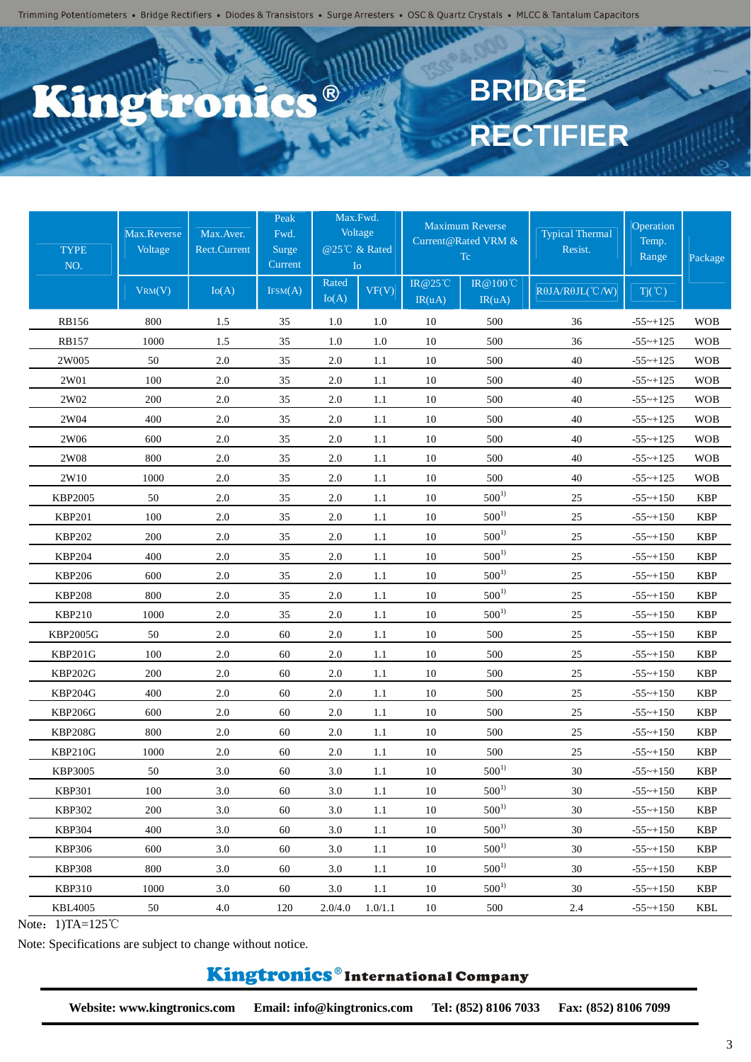Trimming Potentiometers • Bridge Rectifiers • Diodes & Transistors • Surge Arresters • OSC & Quartz Crystals • MLCC & Tantalum Capacitors

# Kingtronics®

# BRIDGE RECTIFIER

| TYPE NO. | Max.Reverse Voltage | Max.Aver. Rect.Current | Peak Fwd. Surge Current | Max.Fwd. Voltage @25℃ & Rated Io | | Maximum Reverse Current@Rated VRM & Tc | | Typical Thermal Resist. | Operation Temp. Range | Package |
|---|---|---|---|---|---|---|---|---|---|---|
| | VRM(V) | Io(A) | IFSM(A) | Rated Io(A) | VF(V) | IR@25℃ IR(uA) | IR@100℃ IR(uA) | RθJA/RθJL(℃/W) | Tj(℃) | |
| RB156 | 800 | 1.5 | 35 | 1.0 | 1.0 | 10 | 500 | 36 | -55~+125 | WOB |
| RB157 | 1000 | 1.5 | 35 | 1.0 | 1.0 | 10 | 500 | 36 | -55~+125 | WOB |
| 2W005 | 50 | 2.0 | 35 | 2.0 | 1.1 | 10 | 500 | 40 | -55~+125 | WOB |
| 2W01 | 100 | 2.0 | 35 | 2.0 | 1.1 | 10 | 500 | 40 | -55~+125 | WOB |
| 2W02 | 200 | 2.0 | 35 | 2.0 | 1.1 | 10 | 500 | 40 | -55~+125 | WOB |
| 2W04 | 400 | 2.0 | 35 | 2.0 | 1.1 | 10 | 500 | 40 | -55~+125 | WOB |
| 2W06 | 600 | 2.0 | 35 | 2.0 | 1.1 | 10 | 500 | 40 | -55~+125 | WOB |
| 2W08 | 800 | 2.0 | 35 | 2.0 | 1.1 | 10 | 500 | 40 | -55~+125 | WOB |
| 2W10 | 1000 | 2.0 | 35 | 2.0 | 1.1 | 10 | 500 | 40 | -55~+125 | WOB |
| KBP2005 | 50 | 2.0 | 35 | 2.0 | 1.1 | 10 | 500[1)] | 25 | -55~+150 | KBP |
| KBP201 | 100 | 2.0 | 35 | 2.0 | 1.1 | 10 | 500[1)] | 25 | -55~+150 | KBP |
| KBP202 | 200 | 2.0 | 35 | 2.0 | 1.1 | 10 | 500[1)] | 25 | -55~+150 | KBP |
| KBP204 | 400 | 2.0 | 35 | 2.0 | 1.1 | 10 | 500[1)] | 25 | -55~+150 | KBP |
| KBP206 | 600 | 2.0 | 35 | 2.0 | 1.1 | 10 | 500[1)] | 25 | -55~+150 | KBP |
| KBP208 | 800 | 2.0 | 35 | 2.0 | 1.1 | 10 | 500[1)] | 25 | -55~+150 | KBP |
| KBP210 | 1000 | 2.0 | 35 | 2.0 | 1.1 | 10 | 500[1)] | 25 | -55~+150 | KBP |
| KBP2005G | 50 | 2.0 | 60 | 2.0 | 1.1 | 10 | 500 | 25 | -55~+150 | KBP |
| KBP201G | 100 | 2.0 | 60 | 2.0 | 1.1 | 10 | 500 | 25 | -55~+150 | KBP |
| KBP202G | 200 | 2.0 | 60 | 2.0 | 1.1 | 10 | 500 | 25 | -55~+150 | KBP |
| KBP204G | 400 | 2.0 | 60 | 2.0 | 1.1 | 10 | 500 | 25 | -55~+150 | KBP |
| KBP206G | 600 | 2.0 | 60 | 2.0 | 1.1 | 10 | 500 | 25 | -55~+150 | KBP |
| KBP208G | 800 | 2.0 | 60 | 2.0 | 1.1 | 10 | 500 | 25 | -55~+150 | KBP |
| KBP210G | 1000 | 2.0 | 60 | 2.0 | 1.1 | 10 | 500 | 25 | -55~+150 | KBP |
| KBP3005 | 50 | 3.0 | 60 | 3.0 | 1.1 | 10 | 500[1)] | 30 | -55~+150 | KBP |
| KBP301 | 100 | 3.0 | 60 | 3.0 | 1.1 | 10 | 500[1)] | 30 | -55~+150 | KBP |
| KBP302 | 200 | 3.0 | 60 | 3.0 | 1.1 | 10 | 500[1)] | 30 | -55~+150 | KBP |
| KBP304 | 400 | 3.0 | 60 | 3.0 | 1.1 | 10 | 500[1)] | 30 | -55~+150 | KBP |
| KBP306 | 600 | 3.0 | 60 | 3.0 | 1.1 | 10 | 500[1)] | 30 | -55~+150 | KBP |
| KBP308 | 800 | 3.0 | 60 | 3.0 | 1.1 | 10 | 500[1)] | 30 | -55~+150 | KBP |
| KBP310 | 1000 | 3.0 | 60 | 3.0 | 1.1 | 10 | 500[1)] | 30 | -55~+150 | KBP |
| KBL4005 | 50 | 4.0 | 120 | 2.0/4.0 | 1.0/1.1 | 10 | 500 | 2.4 | -55~+150 | KBL |

Note：1)TA=125℃

Note: Specifications are subject to change without notice.

**Kingtronics® International Company**

**Website: www.kingtronics.com   Email: info@kingtronics.com   Tel: (852) 8106 7033   Fax: (852) 8106 7099**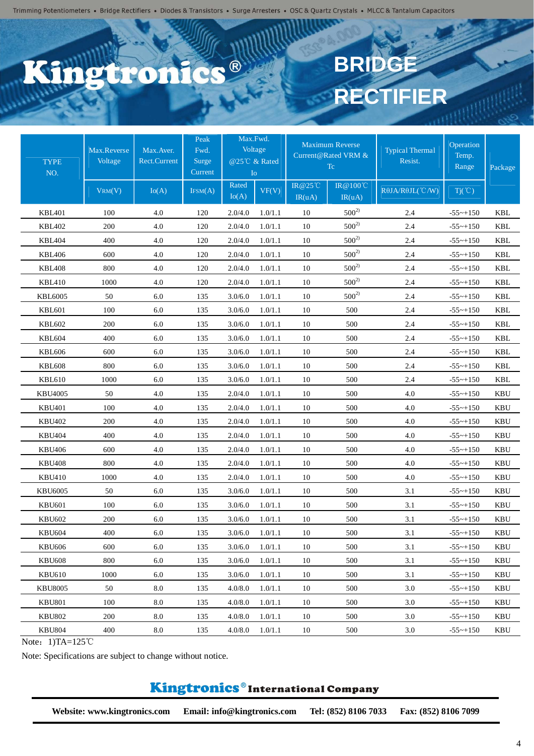Trimming Potentiometers • Bridge Rectifiers • Diodes & Transistors • Surge Arresters • OSC & Quartz Crystals • MLCC & Tantalum Capacitors

# Kingtronics® BRIDGE RECTIFIER

| TYPE NO. | Max.Reverse Voltage | Max.Aver. Rect.Current | Peak Fwd. Surge Current | Max.Fwd. Voltage @25℃ & Rated Io | | Maximum Reverse Current@Rated VRM & Tc | | Typical Thermal Resist. | Operation Temp. Range | Package |
|---|---|---|---|---|---|---|---|---|---|---|
| | VRM(V) | Io(A) | IFSM(A) | Rated Io(A) | VF(V) | IR@25℃ IR(uA) | IR@100℃ IR(uA) | RθJA/RθJL(℃/W) | Tj(℃) | |
| KBL401 | 100 | 4.0 | 120 | 2.0/4.0 | 1.0/1.1 | 10 | 500[2)] | 2.4 | -55~+150 | KBL |
| KBL402 | 200 | 4.0 | 120 | 2.0/4.0 | 1.0/1.1 | 10 | 500[2)] | 2.4 | -55~+150 | KBL |
| KBL404 | 400 | 4.0 | 120 | 2.0/4.0 | 1.0/1.1 | 10 | 500[2)] | 2.4 | -55~+150 | KBL |
| KBL406 | 600 | 4.0 | 120 | 2.0/4.0 | 1.0/1.1 | 10 | 500[2)] | 2.4 | -55~+150 | KBL |
| KBL408 | 800 | 4.0 | 120 | 2.0/4.0 | 1.0/1.1 | 10 | 500[2)] | 2.4 | -55~+150 | KBL |
| KBL410 | 1000 | 4.0 | 120 | 2.0/4.0 | 1.0/1.1 | 10 | 500[2)] | 2.4 | -55~+150 | KBL |
| KBL6005 | 50 | 6.0 | 135 | 3.0/6.0 | 1.0/1.1 | 10 | 500[2)] | 2.4 | -55~+150 | KBL |
| KBL601 | 100 | 6.0 | 135 | 3.0/6.0 | 1.0/1.1 | 10 | 500 | 2.4 | -55~+150 | KBL |
| KBL602 | 200 | 6.0 | 135 | 3.0/6.0 | 1.0/1.1 | 10 | 500 | 2.4 | -55~+150 | KBL |
| KBL604 | 400 | 6.0 | 135 | 3.0/6.0 | 1.0/1.1 | 10 | 500 | 2.4 | -55~+150 | KBL |
| KBL606 | 600 | 6.0 | 135 | 3.0/6.0 | 1.0/1.1 | 10 | 500 | 2.4 | -55~+150 | KBL |
| KBL608 | 800 | 6.0 | 135 | 3.0/6.0 | 1.0/1.1 | 10 | 500 | 2.4 | -55~+150 | KBL |
| KBL610 | 1000 | 6.0 | 135 | 3.0/6.0 | 1.0/1.1 | 10 | 500 | 2.4 | -55~+150 | KBL |
| KBU4005 | 50 | 4.0 | 135 | 2.0/4.0 | 1.0/1.1 | 10 | 500 | 4.0 | -55~+150 | KBU |
| KBU401 | 100 | 4.0 | 135 | 2.0/4.0 | 1.0/1.1 | 10 | 500 | 4.0 | -55~+150 | KBU |
| KBU402 | 200 | 4.0 | 135 | 2.0/4.0 | 1.0/1.1 | 10 | 500 | 4.0 | -55~+150 | KBU |
| KBU404 | 400 | 4.0 | 135 | 2.0/4.0 | 1.0/1.1 | 10 | 500 | 4.0 | -55~+150 | KBU |
| KBU406 | 600 | 4.0 | 135 | 2.0/4.0 | 1.0/1.1 | 10 | 500 | 4.0 | -55~+150 | KBU |
| KBU408 | 800 | 4.0 | 135 | 2.0/4.0 | 1.0/1.1 | 10 | 500 | 4.0 | -55~+150 | KBU |
| KBU410 | 1000 | 4.0 | 135 | 2.0/4.0 | 1.0/1.1 | 10 | 500 | 4.0 | -55~+150 | KBU |
| KBU6005 | 50 | 6.0 | 135 | 3.0/6.0 | 1.0/1.1 | 10 | 500 | 3.1 | -55~+150 | KBU |
| KBU601 | 100 | 6.0 | 135 | 3.0/6.0 | 1.0/1.1 | 10 | 500 | 3.1 | -55~+150 | KBU |
| KBU602 | 200 | 6.0 | 135 | 3.0/6.0 | 1.0/1.1 | 10 | 500 | 3.1 | -55~+150 | KBU |
| KBU604 | 400 | 6.0 | 135 | 3.0/6.0 | 1.0/1.1 | 10 | 500 | 3.1 | -55~+150 | KBU |
| KBU606 | 600 | 6.0 | 135 | 3.0/6.0 | 1.0/1.1 | 10 | 500 | 3.1 | -55~+150 | KBU |
| KBU608 | 800 | 6.0 | 135 | 3.0/6.0 | 1.0/1.1 | 10 | 500 | 3.1 | -55~+150 | KBU |
| KBU610 | 1000 | 6.0 | 135 | 3.0/6.0 | 1.0/1.1 | 10 | 500 | 3.1 | -55~+150 | KBU |
| KBU8005 | 50 | 8.0 | 135 | 4.0/8.0 | 1.0/1.1 | 10 | 500 | 3.0 | -55~+150 | KBU |
| KBU801 | 100 | 8.0 | 135 | 4.0/8.0 | 1.0/1.1 | 10 | 500 | 3.0 | -55~+150 | KBU |
| KBU802 | 200 | 8.0 | 135 | 4.0/8.0 | 1.0/1.1 | 10 | 500 | 3.0 | -55~+150 | KBU |
| KBU804 | 400 | 8.0 | 135 | 4.0/8.0 | 1.0/1.1 | 10 | 500 | 3.0 | -55~+150 | KBU |

Note：1)TA=125℃

Note: Specifications are subject to change without notice.

**Kingtronics® International Company**

**Website: www.kingtronics.com Email: info@kingtronics.com Tel: (852) 8106 7033 Fax: (852) 8106 7099**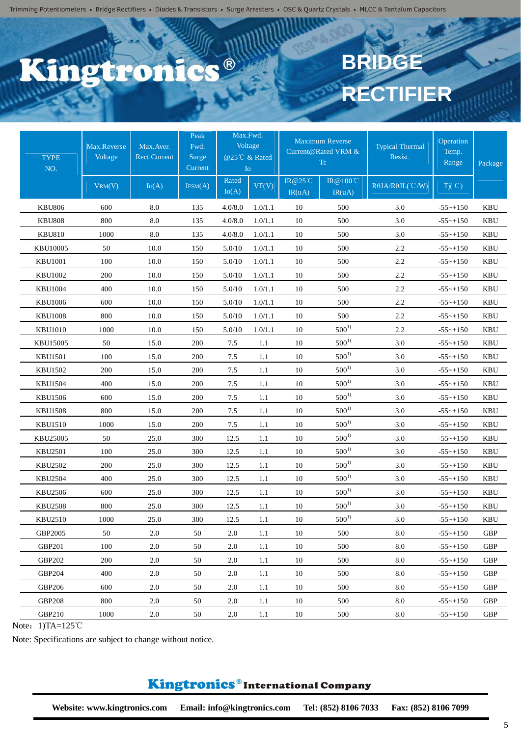# BRIDGE RECTIFIER

| TYPE NO. | Max.Reverse Voltage | Max.Aver. Rect.Current | Peak Fwd. Surge Current | Max.Fwd. Voltage @25℃ & Rated Io | | Maximum Reverse Current@Rated VRM & Tc | | Typical Thermal Resist. | Operation Temp. Range | Package |
|---|---|---|---|---|---|---|---|---|---|---|
| | $V_{RM}$(V) | Io(A) | $I_{FSM}$(A) | Rated Io(A) | VF(V) | IR@25℃ IR(uA) | IR@100℃ IR(uA) | RθJA/RθJL(℃/W) | Tj(℃) | |
| KBU806 | 600 | 8.0 | 135 | 4.0/8.0 | 1.0/1.1 | 10 | 500 | 3.0 | -55~+150 | KBU |
| KBU808 | 800 | 8.0 | 135 | 4.0/8.0 | 1.0/1.1 | 10 | 500 | 3.0 | -55~+150 | KBU |
| KBU810 | 1000 | 8.0 | 135 | 4.0/8.0 | 1.0/1.1 | 10 | 500 | 3.0 | -55~+150 | KBU |
| KBU10005 | 50 | 10.0 | 150 | 5.0/10 | 1.0/1.1 | 10 | 500 | 2.2 | -55~+150 | KBU |
| KBU1001 | 100 | 10.0 | 150 | 5.0/10 | 1.0/1.1 | 10 | 500 | 2.2 | -55~+150 | KBU |
| KBU1002 | 200 | 10.0 | 150 | 5.0/10 | 1.0/1.1 | 10 | 500 | 2.2 | -55~+150 | KBU |
| KBU1004 | 400 | 10.0 | 150 | 5.0/10 | 1.0/1.1 | 10 | 500 | 2.2 | -55~+150 | KBU |
| KBU1006 | 600 | 10.0 | 150 | 5.0/10 | 1.0/1.1 | 10 | 500 | 2.2 | -55~+150 | KBU |
| KBU1008 | 800 | 10.0 | 150 | 5.0/10 | 1.0/1.1 | 10 | 500 | 2.2 | -55~+150 | KBU |
| KBU1010 | 1000 | 10.0 | 150 | 5.0/10 | 1.0/1.1 | 10 | 500[1)] | 2.2 | -55~+150 | KBU |
| KBU15005 | 50 | 15.0 | 200 | 7.5 | 1.1 | 10 | 500[1)] | 3.0 | -55~+150 | KBU |
| KBU1501 | 100 | 15.0 | 200 | 7.5 | 1.1 | 10 | 500[1)] | 3.0 | -55~+150 | KBU |
| KBU1502 | 200 | 15.0 | 200 | 7.5 | 1.1 | 10 | 500[1)] | 3.0 | -55~+150 | KBU |
| KBU1504 | 400 | 15.0 | 200 | 7.5 | 1.1 | 10 | 500[1)] | 3.0 | -55~+150 | KBU |
| KBU1506 | 600 | 15.0 | 200 | 7.5 | 1.1 | 10 | 500[1)] | 3.0 | -55~+150 | KBU |
| KBU1508 | 800 | 15.0 | 200 | 7.5 | 1.1 | 10 | 500[1)] | 3.0 | -55~+150 | KBU |
| KBU1510 | 1000 | 15.0 | 200 | 7.5 | 1.1 | 10 | 500[1)] | 3.0 | -55~+150 | KBU |
| KBU25005 | 50 | 25.0 | 300 | 12.5 | 1.1 | 10 | 500[1)] | 3.0 | -55~+150 | KBU |
| KBU2501 | 100 | 25.0 | 300 | 12.5 | 1.1 | 10 | 500[1)] | 3.0 | -55~+150 | KBU |
| KBU2502 | 200 | 25.0 | 300 | 12.5 | 1.1 | 10 | 500[1)] | 3.0 | -55~+150 | KBU |
| KBU2504 | 400 | 25.0 | 300 | 12.5 | 1.1 | 10 | 500[1)] | 3.0 | -55~+150 | KBU |
| KBU2506 | 600 | 25.0 | 300 | 12.5 | 1.1 | 10 | 500[1)] | 3.0 | -55~+150 | KBU |
| KBU2508 | 800 | 25.0 | 300 | 12.5 | 1.1 | 10 | 500[1)] | 3.0 | -55~+150 | KBU |
| KBU2510 | 1000 | 25.0 | 300 | 12.5 | 1.1 | 10 | 500[1)] | 3.0 | -55~+150 | KBU |
| GBP2005 | 50 | 2.0 | 50 | 2.0 | 1.1 | 10 | 500 | 8.0 | -55~+150 | GBP |
| GBP201 | 100 | 2.0 | 50 | 2.0 | 1.1 | 10 | 500 | 8.0 | -55~+150 | GBP |
| GBP202 | 200 | 2.0 | 50 | 2.0 | 1.1 | 10 | 500 | 8.0 | -55~+150 | GBP |
| GBP204 | 400 | 2.0 | 50 | 2.0 | 1.1 | 10 | 500 | 8.0 | -55~+150 | GBP |
| GBP206 | 600 | 2.0 | 50 | 2.0 | 1.1 | 10 | 500 | 8.0 | -55~+150 | GBP |
| GBP208 | 800 | 2.0 | 50 | 2.0 | 1.1 | 10 | 500 | 8.0 | -55~+150 | GBP |
| GBP210 | 1000 | 2.0 | 50 | 2.0 | 1.1 | 10 | 500 | 8.0 | -55~+150 | GBP |

Note：1)TA=125℃

Note: Specifications are subject to change without notice.

**Kingtronics® International Company**

**Website: www.kingtronics.com Email: info@kingtronics.com Tel: (852) 8106 7033 Fax: (852) 8106 7099**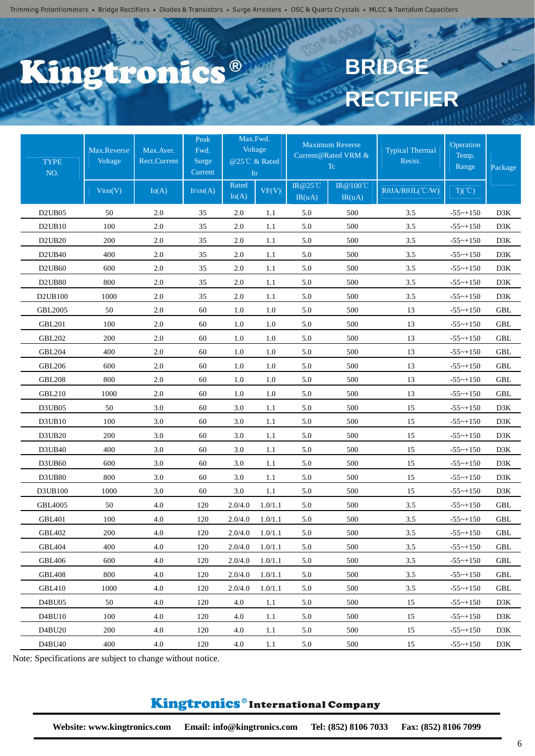# Kingtronics®

# BRIDGE RECTIFIER

Trimming Potentiometers • Bridge Rectifiers • Diodes & Transistors • Surge Arresters • OSC & Quartz Crystals • MLCC & Tantalum Capacitors

| TYPE NO. | Max.Reverse Voltage | Max.Aver. Rect.Current | Peak Fwd. Surge Current | Max.Fwd. Voltage @25℃ & Rated Io | | Maximum Reverse Current@Rated VRM & Tc | | Typical Thermal Resist. | Operation Temp. Range | Package |
|---|---|---|---|---|---|---|---|---|---|---|
| | VRM(V) | Io(A) | IFSM(A) | Rated Io(A) | VF(V) | IR@25℃ IR(uA) | IR@100℃ IR(uA) | RθJA/RθJL(℃/W) | Tj(℃) | |
| D2UB05 | 50 | 2.0 | 35 | 2.0 | 1.1 | 5.0 | 500 | 3.5 | -55~+150 | D3K |
| D2UB10 | 100 | 2.0 | 35 | 2.0 | 1.1 | 5.0 | 500 | 3.5 | -55~+150 | D3K |
| D2UB20 | 200 | 2.0 | 35 | 2.0 | 1.1 | 5.0 | 500 | 3.5 | -55~+150 | D3K |
| D2UB40 | 400 | 2.0 | 35 | 2.0 | 1.1 | 5.0 | 500 | 3.5 | -55~+150 | D3K |
| D2UB60 | 600 | 2.0 | 35 | 2.0 | 1.1 | 5.0 | 500 | 3.5 | -55~+150 | D3K |
| D2UB80 | 800 | 2.0 | 35 | 2.0 | 1.1 | 5.0 | 500 | 3.5 | -55~+150 | D3K |
| D2UB100 | 1000 | 2.0 | 35 | 2.0 | 1.1 | 5.0 | 500 | 3.5 | -55~+150 | D3K |
| GBL2005 | 50 | 2.0 | 60 | 1.0 | 1.0 | 5.0 | 500 | 13 | -55~+150 | GBL |
| GBL201 | 100 | 2.0 | 60 | 1.0 | 1.0 | 5.0 | 500 | 13 | -55~+150 | GBL |
| GBL202 | 200 | 2.0 | 60 | 1.0 | 1.0 | 5.0 | 500 | 13 | -55~+150 | GBL |
| GBL204 | 400 | 2.0 | 60 | 1.0 | 1.0 | 5.0 | 500 | 13 | -55~+150 | GBL |
| GBL206 | 600 | 2.0 | 60 | 1.0 | 1.0 | 5.0 | 500 | 13 | -55~+150 | GBL |
| GBL208 | 800 | 2.0 | 60 | 1.0 | 1.0 | 5.0 | 500 | 13 | -55~+150 | GBL |
| GBL210 | 1000 | 2.0 | 60 | 1.0 | 1.0 | 5.0 | 500 | 13 | -55~+150 | GBL |
| D3UB05 | 50 | 3.0 | 60 | 3.0 | 1.1 | 5.0 | 500 | 15 | -55~+150 | D3K |
| D3UB10 | 100 | 3.0 | 60 | 3.0 | 1.1 | 5.0 | 500 | 15 | -55~+150 | D3K |
| D3UB20 | 200 | 3.0 | 60 | 3.0 | 1.1 | 5.0 | 500 | 15 | -55~+150 | D3K |
| D3UB40 | 400 | 3.0 | 60 | 3.0 | 1.1 | 5.0 | 500 | 15 | -55~+150 | D3K |
| D3UB60 | 600 | 3.0 | 60 | 3.0 | 1.1 | 5.0 | 500 | 15 | -55~+150 | D3K |
| D3UB80 | 800 | 3.0 | 60 | 3.0 | 1.1 | 5.0 | 500 | 15 | -55~+150 | D3K |
| D3UB100 | 1000 | 3.0 | 60 | 3.0 | 1.1 | 5.0 | 500 | 15 | -55~+150 | D3K |
| GBL4005 | 50 | 4.0 | 120 | 2.0/4.0 | 1.0/1.1 | 5.0 | 500 | 3.5 | -55~+150 | GBL |
| GBL401 | 100 | 4.0 | 120 | 2.0/4.0 | 1.0/1.1 | 5.0 | 500 | 3.5 | -55~+150 | GBL |
| GBL402 | 200 | 4.0 | 120 | 2.0/4.0 | 1.0/1.1 | 5.0 | 500 | 3.5 | -55~+150 | GBL |
| GBL404 | 400 | 4.0 | 120 | 2.0/4.0 | 1.0/1.1 | 5.0 | 500 | 3.5 | -55~+150 | GBL |
| GBL406 | 600 | 4.0 | 120 | 2.0/4.0 | 1.0/1.1 | 5.0 | 500 | 3.5 | -55~+150 | GBL |
| GBL408 | 800 | 4.0 | 120 | 2.0/4.0 | 1.0/1.1 | 5.0 | 500 | 3.5 | -55~+150 | GBL |
| GBL410 | 1000 | 4.0 | 120 | 2.0/4.0 | 1.0/1.1 | 5.0 | 500 | 3.5 | -55~+150 | GBL |
| D4BU05 | 50 | 4.0 | 120 | 4.0 | 1.1 | 5.0 | 500 | 15 | -55~+150 | D3K |
| D4BU10 | 100 | 4.0 | 120 | 4.0 | 1.1 | 5.0 | 500 | 15 | -55~+150 | D3K |
| D4BU20 | 200 | 4.0 | 120 | 4.0 | 1.1 | 5.0 | 500 | 15 | -55~+150 | D3K |
| D4BU40 | 400 | 4.0 | 120 | 4.0 | 1.1 | 5.0 | 500 | 15 | -55~+150 | D3K |

Note: Specifications are subject to change without notice.

**Kingtronics® International Company**

**Website: www.kingtronics.com Email: info@kingtronics.com Tel: (852) 8106 7033 Fax: (852) 8106 7099**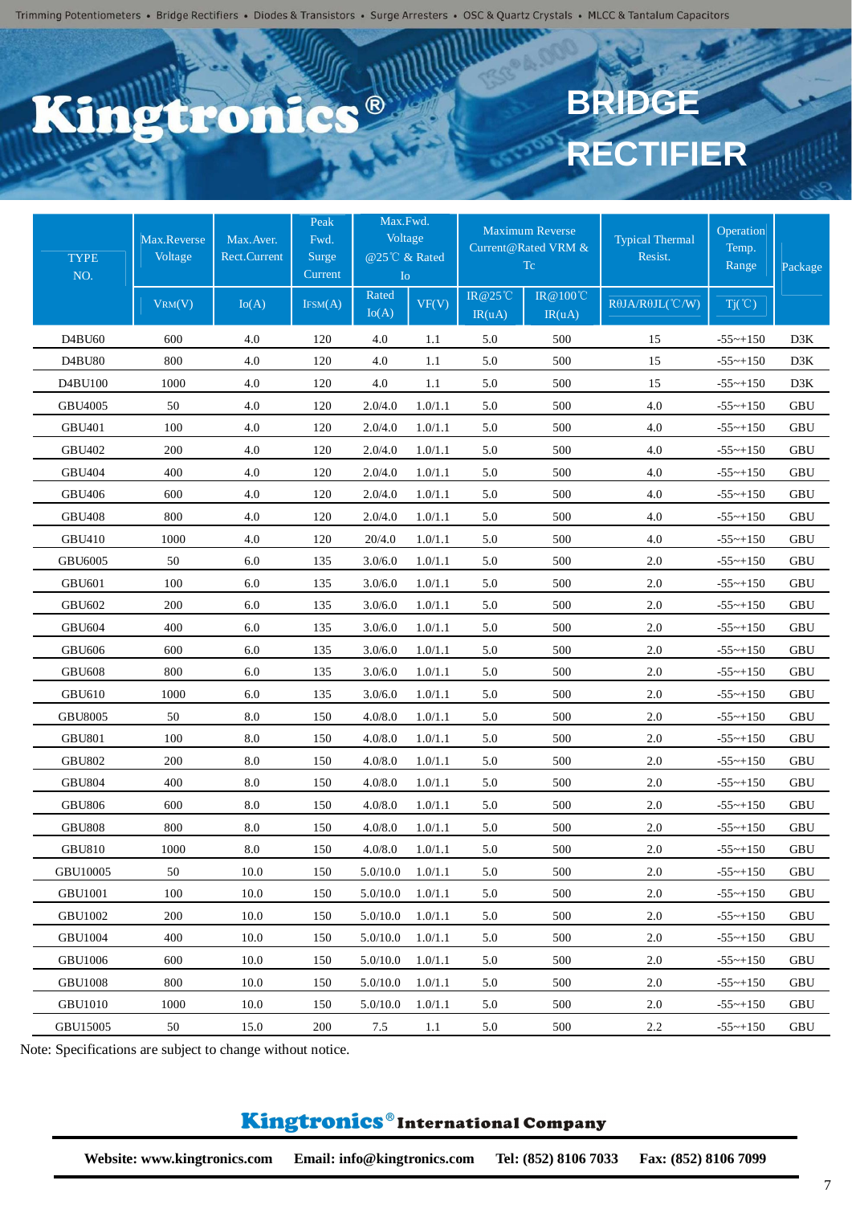# Kingtronics® BRIDGE RECTIFIER

Trimming Potentiometers • Bridge Rectifiers • Diodes & Transistors • Surge Arresters • OSC & Quartz Crystals • MLCC & Tantalum Capacitors

| TYPE NO. | Max.Reverse Voltage | Max.Aver. Rect.Current | Peak Fwd. Surge Current | Max.Fwd. Voltage @25℃ & Rated Io | | Maximum Reverse Current@Rated VRM & Tc | | Typical Thermal Resist. | Operation Temp. Range | Package |
|---|---|---|---|---|---|---|---|---|---|---|
| | $V_{RM}$(V) | Io(A) | $I_{FSM}$(A) | Rated Io(A) | VF(V) | IR@25℃ IR(uA) | IR@100℃ IR(uA) | RθJA/RθJL(℃/W) | Tj(℃) | |
| D4BU60 | 600 | 4.0 | 120 | 4.0 | 1.1 | 5.0 | 500 | 15 | -55~+150 | D3K |
| D4BU80 | 800 | 4.0 | 120 | 4.0 | 1.1 | 5.0 | 500 | 15 | -55~+150 | D3K |
| D4BU100 | 1000 | 4.0 | 120 | 4.0 | 1.1 | 5.0 | 500 | 15 | -55~+150 | D3K |
| GBU4005 | 50 | 4.0 | 120 | 2.0/4.0 | 1.0/1.1 | 5.0 | 500 | 4.0 | -55~+150 | GBU |
| GBU401 | 100 | 4.0 | 120 | 2.0/4.0 | 1.0/1.1 | 5.0 | 500 | 4.0 | -55~+150 | GBU |
| GBU402 | 200 | 4.0 | 120 | 2.0/4.0 | 1.0/1.1 | 5.0 | 500 | 4.0 | -55~+150 | GBU |
| GBU404 | 400 | 4.0 | 120 | 2.0/4.0 | 1.0/1.1 | 5.0 | 500 | 4.0 | -55~+150 | GBU |
| GBU406 | 600 | 4.0 | 120 | 2.0/4.0 | 1.0/1.1 | 5.0 | 500 | 4.0 | -55~+150 | GBU |
| GBU408 | 800 | 4.0 | 120 | 2.0/4.0 | 1.0/1.1 | 5.0 | 500 | 4.0 | -55~+150 | GBU |
| GBU410 | 1000 | 4.0 | 120 | 20/4.0 | 1.0/1.1 | 5.0 | 500 | 4.0 | -55~+150 | GBU |
| GBU6005 | 50 | 6.0 | 135 | 3.0/6.0 | 1.0/1.1 | 5.0 | 500 | 2.0 | -55~+150 | GBU |
| GBU601 | 100 | 6.0 | 135 | 3.0/6.0 | 1.0/1.1 | 5.0 | 500 | 2.0 | -55~+150 | GBU |
| GBU602 | 200 | 6.0 | 135 | 3.0/6.0 | 1.0/1.1 | 5.0 | 500 | 2.0 | -55~+150 | GBU |
| GBU604 | 400 | 6.0 | 135 | 3.0/6.0 | 1.0/1.1 | 5.0 | 500 | 2.0 | -55~+150 | GBU |
| GBU606 | 600 | 6.0 | 135 | 3.0/6.0 | 1.0/1.1 | 5.0 | 500 | 2.0 | -55~+150 | GBU |
| GBU608 | 800 | 6.0 | 135 | 3.0/6.0 | 1.0/1.1 | 5.0 | 500 | 2.0 | -55~+150 | GBU |
| GBU610 | 1000 | 6.0 | 135 | 3.0/6.0 | 1.0/1.1 | 5.0 | 500 | 2.0 | -55~+150 | GBU |
| GBU8005 | 50 | 8.0 | 150 | 4.0/8.0 | 1.0/1.1 | 5.0 | 500 | 2.0 | -55~+150 | GBU |
| GBU801 | 100 | 8.0 | 150 | 4.0/8.0 | 1.0/1.1 | 5.0 | 500 | 2.0 | -55~+150 | GBU |
| GBU802 | 200 | 8.0 | 150 | 4.0/8.0 | 1.0/1.1 | 5.0 | 500 | 2.0 | -55~+150 | GBU |
| GBU804 | 400 | 8.0 | 150 | 4.0/8.0 | 1.0/1.1 | 5.0 | 500 | 2.0 | -55~+150 | GBU |
| GBU806 | 600 | 8.0 | 150 | 4.0/8.0 | 1.0/1.1 | 5.0 | 500 | 2.0 | -55~+150 | GBU |
| GBU808 | 800 | 8.0 | 150 | 4.0/8.0 | 1.0/1.1 | 5.0 | 500 | 2.0 | -55~+150 | GBU |
| GBU810 | 1000 | 8.0 | 150 | 4.0/8.0 | 1.0/1.1 | 5.0 | 500 | 2.0 | -55~+150 | GBU |
| GBU10005 | 50 | 10.0 | 150 | 5.0/10.0 | 1.0/1.1 | 5.0 | 500 | 2.0 | -55~+150 | GBU |
| GBU1001 | 100 | 10.0 | 150 | 5.0/10.0 | 1.0/1.1 | 5.0 | 500 | 2.0 | -55~+150 | GBU |
| GBU1002 | 200 | 10.0 | 150 | 5.0/10.0 | 1.0/1.1 | 5.0 | 500 | 2.0 | -55~+150 | GBU |
| GBU1004 | 400 | 10.0 | 150 | 5.0/10.0 | 1.0/1.1 | 5.0 | 500 | 2.0 | -55~+150 | GBU |
| GBU1006 | 600 | 10.0 | 150 | 5.0/10.0 | 1.0/1.1 | 5.0 | 500 | 2.0 | -55~+150 | GBU |
| GBU1008 | 800 | 10.0 | 150 | 5.0/10.0 | 1.0/1.1 | 5.0 | 500 | 2.0 | -55~+150 | GBU |
| GBU1010 | 1000 | 10.0 | 150 | 5.0/10.0 | 1.0/1.1 | 5.0 | 500 | 2.0 | -55~+150 | GBU |
| GBU15005 | 50 | 15.0 | 200 | 7.5 | 1.1 | 5.0 | 500 | 2.2 | -55~+150 | GBU |

Note: Specifications are subject to change without notice.

**Kingtronics® International Company**

**Website: www.kingtronics.com Email: info@kingtronics.com Tel: (852) 8106 7033 Fax: (852) 8106 7099**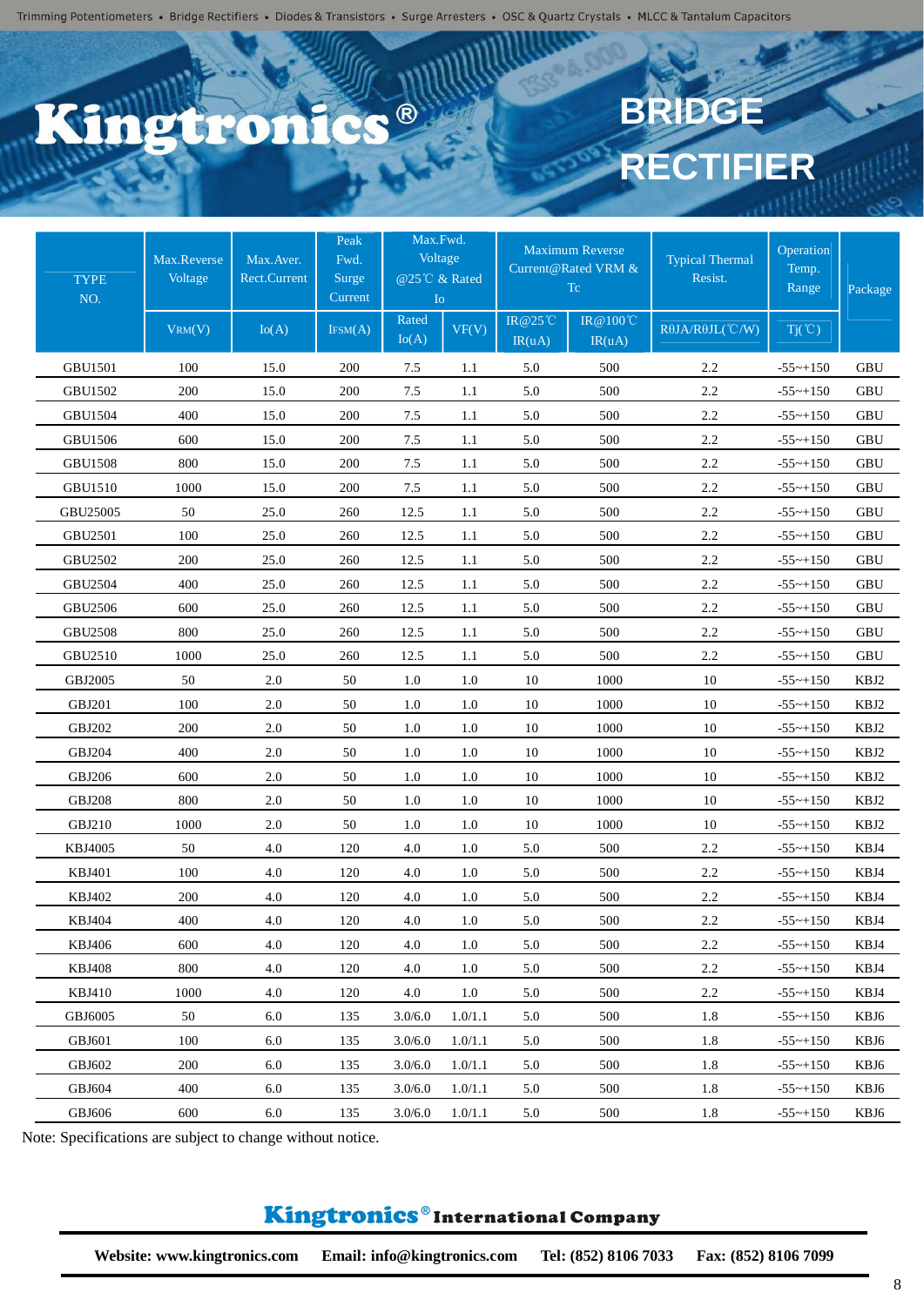Trimming Potentiometers • Bridge Rectifiers • Diodes & Transistors • Surge Arresters • OSC & Quartz Crystals • MLCC & Tantalum Capacitors

# Kingtronics®

# BRIDGE RECTIFIER

| TYPE NO. | Max.Reverse Voltage | Max.Aver. Rect.Current | Peak Fwd. Surge Current | Max.Fwd. Voltage @25℃ & Rated Io | | Maximum Reverse Current@Rated VRM & Tc | | Typical Thermal Resist. | Operation Temp. Range | Package |
|---|---|---|---|---|---|---|---|---|---|---|
| | VRM(V) | Io(A) | IFSM(A) | Rated Io(A) | VF(V) | IR@25℃ IR(uA) | IR@100℃ IR(uA) | RθJA/RθJL(℃/W) | Tj(℃) | |
| GBU1501 | 100 | 15.0 | 200 | 7.5 | 1.1 | 5.0 | 500 | 2.2 | -55~+150 | GBU |
| GBU1502 | 200 | 15.0 | 200 | 7.5 | 1.1 | 5.0 | 500 | 2.2 | -55~+150 | GBU |
| GBU1504 | 400 | 15.0 | 200 | 7.5 | 1.1 | 5.0 | 500 | 2.2 | -55~+150 | GBU |
| GBU1506 | 600 | 15.0 | 200 | 7.5 | 1.1 | 5.0 | 500 | 2.2 | -55~+150 | GBU |
| GBU1508 | 800 | 15.0 | 200 | 7.5 | 1.1 | 5.0 | 500 | 2.2 | -55~+150 | GBU |
| GBU1510 | 1000 | 15.0 | 200 | 7.5 | 1.1 | 5.0 | 500 | 2.2 | -55~+150 | GBU |
| GBU25005 | 50 | 25.0 | 260 | 12.5 | 1.1 | 5.0 | 500 | 2.2 | -55~+150 | GBU |
| GBU2501 | 100 | 25.0 | 260 | 12.5 | 1.1 | 5.0 | 500 | 2.2 | -55~+150 | GBU |
| GBU2502 | 200 | 25.0 | 260 | 12.5 | 1.1 | 5.0 | 500 | 2.2 | -55~+150 | GBU |
| GBU2504 | 400 | 25.0 | 260 | 12.5 | 1.1 | 5.0 | 500 | 2.2 | -55~+150 | GBU |
| GBU2506 | 600 | 25.0 | 260 | 12.5 | 1.1 | 5.0 | 500 | 2.2 | -55~+150 | GBU |
| GBU2508 | 800 | 25.0 | 260 | 12.5 | 1.1 | 5.0 | 500 | 2.2 | -55~+150 | GBU |
| GBU2510 | 1000 | 25.0 | 260 | 12.5 | 1.1 | 5.0 | 500 | 2.2 | -55~+150 | GBU |
| GBJ2005 | 50 | 2.0 | 50 | 1.0 | 1.0 | 10 | 1000 | 10 | -55~+150 | KBJ2 |
| GBJ201 | 100 | 2.0 | 50 | 1.0 | 1.0 | 10 | 1000 | 10 | -55~+150 | KBJ2 |
| GBJ202 | 200 | 2.0 | 50 | 1.0 | 1.0 | 10 | 1000 | 10 | -55~+150 | KBJ2 |
| GBJ204 | 400 | 2.0 | 50 | 1.0 | 1.0 | 10 | 1000 | 10 | -55~+150 | KBJ2 |
| GBJ206 | 600 | 2.0 | 50 | 1.0 | 1.0 | 10 | 1000 | 10 | -55~+150 | KBJ2 |
| GBJ208 | 800 | 2.0 | 50 | 1.0 | 1.0 | 10 | 1000 | 10 | -55~+150 | KBJ2 |
| GBJ210 | 1000 | 2.0 | 50 | 1.0 | 1.0 | 10 | 1000 | 10 | -55~+150 | KBJ2 |
| KBJ4005 | 50 | 4.0 | 120 | 4.0 | 1.0 | 5.0 | 500 | 2.2 | -55~+150 | KBJ4 |
| KBJ401 | 100 | 4.0 | 120 | 4.0 | 1.0 | 5.0 | 500 | 2.2 | -55~+150 | KBJ4 |
| KBJ402 | 200 | 4.0 | 120 | 4.0 | 1.0 | 5.0 | 500 | 2.2 | -55~+150 | KBJ4 |
| KBJ404 | 400 | 4.0 | 120 | 4.0 | 1.0 | 5.0 | 500 | 2.2 | -55~+150 | KBJ4 |
| KBJ406 | 600 | 4.0 | 120 | 4.0 | 1.0 | 5.0 | 500 | 2.2 | -55~+150 | KBJ4 |
| KBJ408 | 800 | 4.0 | 120 | 4.0 | 1.0 | 5.0 | 500 | 2.2 | -55~+150 | KBJ4 |
| KBJ410 | 1000 | 4.0 | 120 | 4.0 | 1.0 | 5.0 | 500 | 2.2 | -55~+150 | KBJ4 |
| GBJ6005 | 50 | 6.0 | 135 | 3.0/6.0 | 1.0/1.1 | 5.0 | 500 | 1.8 | -55~+150 | KBJ6 |
| GBJ601 | 100 | 6.0 | 135 | 3.0/6.0 | 1.0/1.1 | 5.0 | 500 | 1.8 | -55~+150 | KBJ6 |
| GBJ602 | 200 | 6.0 | 135 | 3.0/6.0 | 1.0/1.1 | 5.0 | 500 | 1.8 | -55~+150 | KBJ6 |
| GBJ604 | 400 | 6.0 | 135 | 3.0/6.0 | 1.0/1.1 | 5.0 | 500 | 1.8 | -55~+150 | KBJ6 |
| GBJ606 | 600 | 6.0 | 135 | 3.0/6.0 | 1.0/1.1 | 5.0 | 500 | 1.8 | -55~+150 | KBJ6 |

Note: Specifications are subject to change without notice.

**Kingtronics® International Company**

**Website: www.kingtronics.com Email: info@kingtronics.com Tel: (852) 8106 7033 Fax: (852) 8106 7099**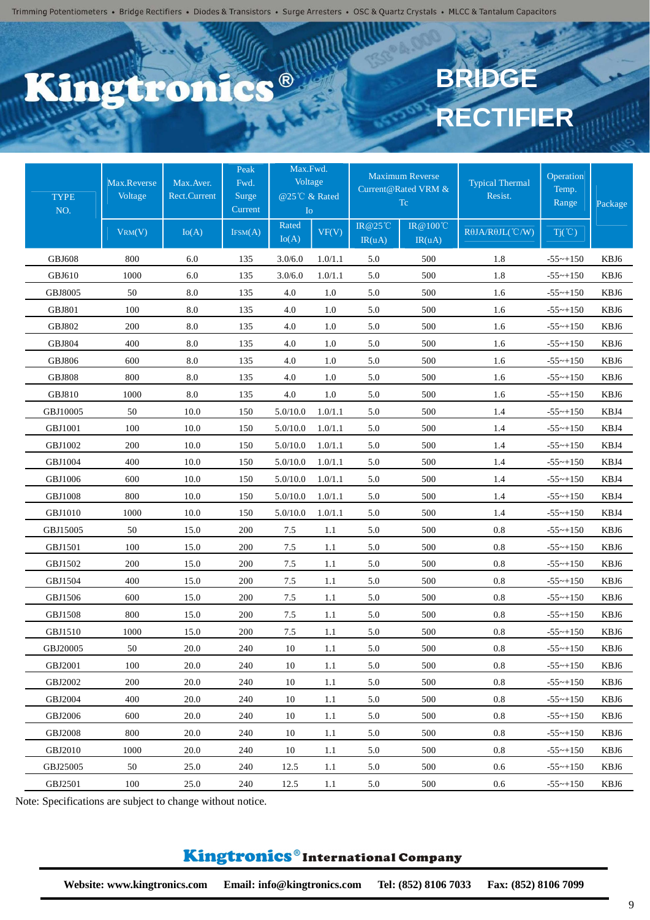Trimming Potentiometers • Bridge Rectifiers • Diodes & Transistors • Surge Arresters • OSC & Quartz Crystals • MLCC & Tantalum Capacitors

# Kingtronics®

# BRIDGE RECTIFIER

| TYPE NO. | Max.Reverse Voltage | Max.Aver. Rect.Current | Peak Fwd. Surge Current | Max.Fwd. Voltage @25℃ & Rated Io | | Maximum Reverse Current@Rated VRM & Tc | | Typical Thermal Resist. | Operation Temp. Range | Package |
|---|---|---|---|---|---|---|---|---|---|---|
| | $V_{RM}$(V) | Io(A) | $I_{FSM}$(A) | Rated Io(A) | VF(V) | IR@25℃ IR(uA) | IR@100℃ IR(uA) | RθJA/RθJL(℃/W) | Tj(℃) | |
| GBJ608 | 800 | 6.0 | 135 | 3.0/6.0 | 1.0/1.1 | 5.0 | 500 | 1.8 | -55~+150 | KBJ6 |
| GBJ610 | 1000 | 6.0 | 135 | 3.0/6.0 | 1.0/1.1 | 5.0 | 500 | 1.8 | -55~+150 | KBJ6 |
| GBJ8005 | 50 | 8.0 | 135 | 4.0 | 1.0 | 5.0 | 500 | 1.6 | -55~+150 | KBJ6 |
| GBJ801 | 100 | 8.0 | 135 | 4.0 | 1.0 | 5.0 | 500 | 1.6 | -55~+150 | KBJ6 |
| GBJ802 | 200 | 8.0 | 135 | 4.0 | 1.0 | 5.0 | 500 | 1.6 | -55~+150 | KBJ6 |
| GBJ804 | 400 | 8.0 | 135 | 4.0 | 1.0 | 5.0 | 500 | 1.6 | -55~+150 | KBJ6 |
| GBJ806 | 600 | 8.0 | 135 | 4.0 | 1.0 | 5.0 | 500 | 1.6 | -55~+150 | KBJ6 |
| GBJ808 | 800 | 8.0 | 135 | 4.0 | 1.0 | 5.0 | 500 | 1.6 | -55~+150 | KBJ6 |
| GBJ810 | 1000 | 8.0 | 135 | 4.0 | 1.0 | 5.0 | 500 | 1.6 | -55~+150 | KBJ6 |
| GBJ10005 | 50 | 10.0 | 150 | 5.0/10.0 | 1.0/1.1 | 5.0 | 500 | 1.4 | -55~+150 | KBJ4 |
| GBJ1001 | 100 | 10.0 | 150 | 5.0/10.0 | 1.0/1.1 | 5.0 | 500 | 1.4 | -55~+150 | KBJ4 |
| GBJ1002 | 200 | 10.0 | 150 | 5.0/10.0 | 1.0/1.1 | 5.0 | 500 | 1.4 | -55~+150 | KBJ4 |
| GBJ1004 | 400 | 10.0 | 150 | 5.0/10.0 | 1.0/1.1 | 5.0 | 500 | 1.4 | -55~+150 | KBJ4 |
| GBJ1006 | 600 | 10.0 | 150 | 5.0/10.0 | 1.0/1.1 | 5.0 | 500 | 1.4 | -55~+150 | KBJ4 |
| GBJ1008 | 800 | 10.0 | 150 | 5.0/10.0 | 1.0/1.1 | 5.0 | 500 | 1.4 | -55~+150 | KBJ4 |
| GBJ1010 | 1000 | 10.0 | 150 | 5.0/10.0 | 1.0/1.1 | 5.0 | 500 | 1.4 | -55~+150 | KBJ4 |
| GBJ15005 | 50 | 15.0 | 200 | 7.5 | 1.1 | 5.0 | 500 | 0.8 | -55~+150 | KBJ6 |
| GBJ1501 | 100 | 15.0 | 200 | 7.5 | 1.1 | 5.0 | 500 | 0.8 | -55~+150 | KBJ6 |
| GBJ1502 | 200 | 15.0 | 200 | 7.5 | 1.1 | 5.0 | 500 | 0.8 | -55~+150 | KBJ6 |
| GBJ1504 | 400 | 15.0 | 200 | 7.5 | 1.1 | 5.0 | 500 | 0.8 | -55~+150 | KBJ6 |
| GBJ1506 | 600 | 15.0 | 200 | 7.5 | 1.1 | 5.0 | 500 | 0.8 | -55~+150 | KBJ6 |
| GBJ1508 | 800 | 15.0 | 200 | 7.5 | 1.1 | 5.0 | 500 | 0.8 | -55~+150 | KBJ6 |
| GBJ1510 | 1000 | 15.0 | 200 | 7.5 | 1.1 | 5.0 | 500 | 0.8 | -55~+150 | KBJ6 |
| GBJ20005 | 50 | 20.0 | 240 | 10 | 1.1 | 5.0 | 500 | 0.8 | -55~+150 | KBJ6 |
| GBJ2001 | 100 | 20.0 | 240 | 10 | 1.1 | 5.0 | 500 | 0.8 | -55~+150 | KBJ6 |
| GBJ2002 | 200 | 20.0 | 240 | 10 | 1.1 | 5.0 | 500 | 0.8 | -55~+150 | KBJ6 |
| GBJ2004 | 400 | 20.0 | 240 | 10 | 1.1 | 5.0 | 500 | 0.8 | -55~+150 | KBJ6 |
| GBJ2006 | 600 | 20.0 | 240 | 10 | 1.1 | 5.0 | 500 | 0.8 | -55~+150 | KBJ6 |
| GBJ2008 | 800 | 20.0 | 240 | 10 | 1.1 | 5.0 | 500 | 0.8 | -55~+150 | KBJ6 |
| GBJ2010 | 1000 | 20.0 | 240 | 10 | 1.1 | 5.0 | 500 | 0.8 | -55~+150 | KBJ6 |
| GBJ25005 | 50 | 25.0 | 240 | 12.5 | 1.1 | 5.0 | 500 | 0.6 | -55~+150 | KBJ6 |
| GBJ2501 | 100 | 25.0 | 240 | 12.5 | 1.1 | 5.0 | 500 | 0.6 | -55~+150 | KBJ6 |

Note: Specifications are subject to change without notice.

**Kingtronics® International Company**

**Website: www.kingtronics.com Email: info@kingtronics.com Tel: (852) 8106 7033 Fax: (852) 8106 7099**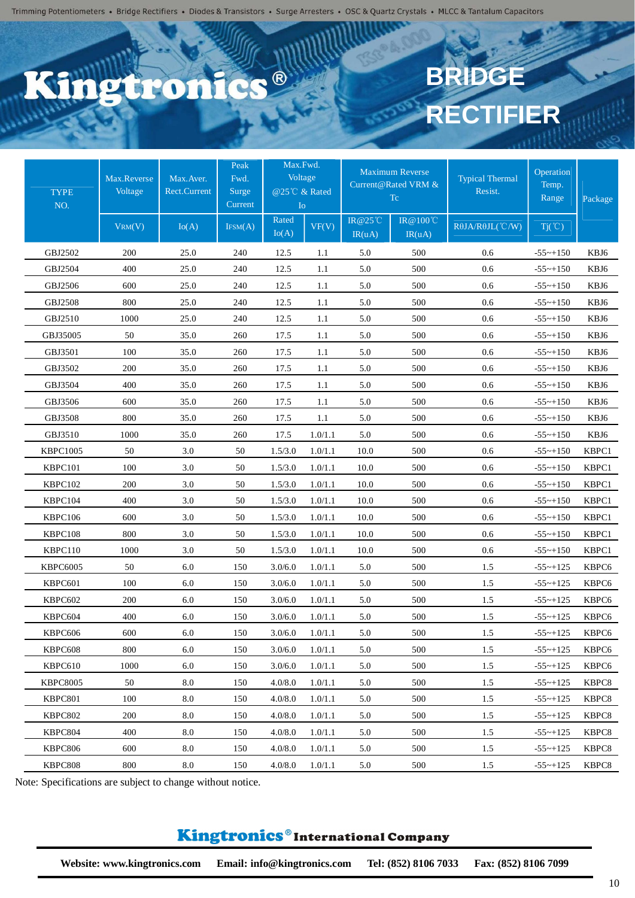Trimming Potentiometers • Bridge Rectifiers • Diodes & Transistors • Surge Arresters • OSC & Quartz Crystals • MLCC & Tantalum Capacitors

# Kingtronics®

# BRIDGE RECTIFIER

| TYPE NO. | Max.Reverse Voltage | Max.Aver. Rect.Current | Peak Fwd. Surge Current | Max.Fwd. Voltage @25℃ & Rated Io | | Maximum Reverse Current@Rated VRM & Tc | | Typical Thermal Resist. | Operation Temp. Range | Package |
|---|---|---|---|---|---|---|---|---|---|---|
| | $V_{RM}$(V) | Io(A) | $I_{FSM}$(A) | Rated Io(A) | VF(V) | IR@25℃ IR(uA) | IR@100℃ IR(uA) | RθJA/RθJL(℃/W) | Tj(℃) | |
| GBJ2502 | 200 | 25.0 | 240 | 12.5 | 1.1 | 5.0 | 500 | 0.6 | -55~+150 | KBJ6 |
| GBJ2504 | 400 | 25.0 | 240 | 12.5 | 1.1 | 5.0 | 500 | 0.6 | -55~+150 | KBJ6 |
| GBJ2506 | 600 | 25.0 | 240 | 12.5 | 1.1 | 5.0 | 500 | 0.6 | -55~+150 | KBJ6 |
| GBJ2508 | 800 | 25.0 | 240 | 12.5 | 1.1 | 5.0 | 500 | 0.6 | -55~+150 | KBJ6 |
| GBJ2510 | 1000 | 25.0 | 240 | 12.5 | 1.1 | 5.0 | 500 | 0.6 | -55~+150 | KBJ6 |
| GBJ35005 | 50 | 35.0 | 260 | 17.5 | 1.1 | 5.0 | 500 | 0.6 | -55~+150 | KBJ6 |
| GBJ3501 | 100 | 35.0 | 260 | 17.5 | 1.1 | 5.0 | 500 | 0.6 | -55~+150 | KBJ6 |
| GBJ3502 | 200 | 35.0 | 260 | 17.5 | 1.1 | 5.0 | 500 | 0.6 | -55~+150 | KBJ6 |
| GBJ3504 | 400 | 35.0 | 260 | 17.5 | 1.1 | 5.0 | 500 | 0.6 | -55~+150 | KBJ6 |
| GBJ3506 | 600 | 35.0 | 260 | 17.5 | 1.1 | 5.0 | 500 | 0.6 | -55~+150 | KBJ6 |
| GBJ3508 | 800 | 35.0 | 260 | 17.5 | 1.1 | 5.0 | 500 | 0.6 | -55~+150 | KBJ6 |
| GBJ3510 | 1000 | 35.0 | 260 | 17.5 | 1.0/1.1 | 5.0 | 500 | 0.6 | -55~+150 | KBJ6 |
| KBPC1005 | 50 | 3.0 | 50 | 1.5/3.0 | 1.0/1.1 | 10.0 | 500 | 0.6 | -55~+150 | KBPC1 |
| KBPC101 | 100 | 3.0 | 50 | 1.5/3.0 | 1.0/1.1 | 10.0 | 500 | 0.6 | -55~+150 | KBPC1 |
| KBPC102 | 200 | 3.0 | 50 | 1.5/3.0 | 1.0/1.1 | 10.0 | 500 | 0.6 | -55~+150 | KBPC1 |
| KBPC104 | 400 | 3.0 | 50 | 1.5/3.0 | 1.0/1.1 | 10.0 | 500 | 0.6 | -55~+150 | KBPC1 |
| KBPC106 | 600 | 3.0 | 50 | 1.5/3.0 | 1.0/1.1 | 10.0 | 500 | 0.6 | -55~+150 | KBPC1 |
| KBPC108 | 800 | 3.0 | 50 | 1.5/3.0 | 1.0/1.1 | 10.0 | 500 | 0.6 | -55~+150 | KBPC1 |
| KBPC110 | 1000 | 3.0 | 50 | 1.5/3.0 | 1.0/1.1 | 10.0 | 500 | 0.6 | -55~+150 | KBPC1 |
| KBPC6005 | 50 | 6.0 | 150 | 3.0/6.0 | 1.0/1.1 | 5.0 | 500 | 1.5 | -55~+125 | KBPC6 |
| KBPC601 | 100 | 6.0 | 150 | 3.0/6.0 | 1.0/1.1 | 5.0 | 500 | 1.5 | -55~+125 | KBPC6 |
| KBPC602 | 200 | 6.0 | 150 | 3.0/6.0 | 1.0/1.1 | 5.0 | 500 | 1.5 | -55~+125 | KBPC6 |
| KBPC604 | 400 | 6.0 | 150 | 3.0/6.0 | 1.0/1.1 | 5.0 | 500 | 1.5 | -55~+125 | KBPC6 |
| KBPC606 | 600 | 6.0 | 150 | 3.0/6.0 | 1.0/1.1 | 5.0 | 500 | 1.5 | -55~+125 | KBPC6 |
| KBPC608 | 800 | 6.0 | 150 | 3.0/6.0 | 1.0/1.1 | 5.0 | 500 | 1.5 | -55~+125 | KBPC6 |
| KBPC610 | 1000 | 6.0 | 150 | 3.0/6.0 | 1.0/1.1 | 5.0 | 500 | 1.5 | -55~+125 | KBPC6 |
| KBPC8005 | 50 | 8.0 | 150 | 4.0/8.0 | 1.0/1.1 | 5.0 | 500 | 1.5 | -55~+125 | KBPC8 |
| KBPC801 | 100 | 8.0 | 150 | 4.0/8.0 | 1.0/1.1 | 5.0 | 500 | 1.5 | -55~+125 | KBPC8 |
| KBPC802 | 200 | 8.0 | 150 | 4.0/8.0 | 1.0/1.1 | 5.0 | 500 | 1.5 | -55~+125 | KBPC8 |
| KBPC804 | 400 | 8.0 | 150 | 4.0/8.0 | 1.0/1.1 | 5.0 | 500 | 1.5 | -55~+125 | KBPC8 |
| KBPC806 | 600 | 8.0 | 150 | 4.0/8.0 | 1.0/1.1 | 5.0 | 500 | 1.5 | -55~+125 | KBPC8 |
| KBPC808 | 800 | 8.0 | 150 | 4.0/8.0 | 1.0/1.1 | 5.0 | 500 | 1.5 | -55~+125 | KBPC8 |

Note: Specifications are subject to change without notice.

**Kingtronics® International Company**

**Website: www.kingtronics.com Email: info@kingtronics.com Tel: (852) 8106 7033 Fax: (852) 8106 7099**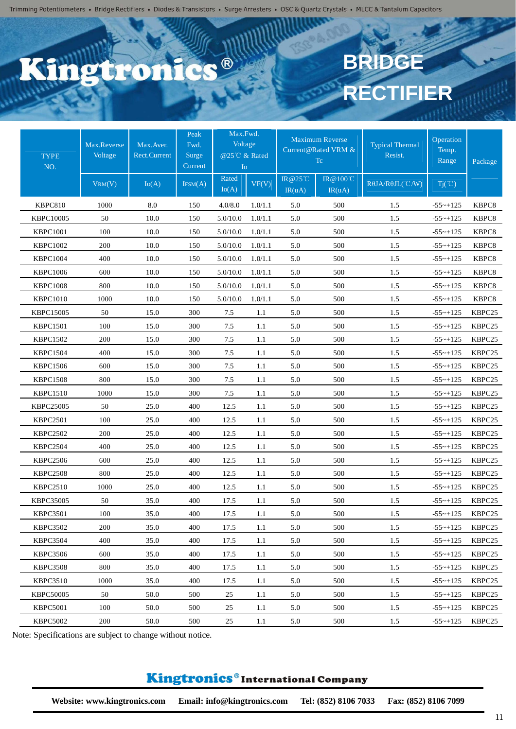# Kingtronics®

# BRIDGE RECTIFIER

| TYPE NO. | Max.Reverse Voltage | Max.Aver. Rect.Current | Peak Fwd. Surge Current | Max.Fwd. Voltage @25℃ & Rated Io | | Maximum Reverse Current@Rated VRM & Tc | | Typical Thermal Resist. | Operation Temp. Range | Package |
|---|---|---|---|---|---|---|---|---|---|---|
| | VRM(V) | Io(A) | IFSM(A) | Rated Io(A) | VF(V) | IR@25℃ IR(uA) | IR@100℃ IR(uA) | RθJA/RθJL(℃/W) | Tj(℃) | |
| KBPC810 | 1000 | 8.0 | 150 | 4.0/8.0 | 1.0/1.1 | 5.0 | 500 | 1.5 | -55~+125 | KBPC8 |
| KBPC10005 | 50 | 10.0 | 150 | 5.0/10.0 | 1.0/1.1 | 5.0 | 500 | 1.5 | -55~+125 | KBPC8 |
| KBPC1001 | 100 | 10.0 | 150 | 5.0/10.0 | 1.0/1.1 | 5.0 | 500 | 1.5 | -55~+125 | KBPC8 |
| KBPC1002 | 200 | 10.0 | 150 | 5.0/10.0 | 1.0/1.1 | 5.0 | 500 | 1.5 | -55~+125 | KBPC8 |
| KBPC1004 | 400 | 10.0 | 150 | 5.0/10.0 | 1.0/1.1 | 5.0 | 500 | 1.5 | -55~+125 | KBPC8 |
| KBPC1006 | 600 | 10.0 | 150 | 5.0/10.0 | 1.0/1.1 | 5.0 | 500 | 1.5 | -55~+125 | KBPC8 |
| KBPC1008 | 800 | 10.0 | 150 | 5.0/10.0 | 1.0/1.1 | 5.0 | 500 | 1.5 | -55~+125 | KBPC8 |
| KBPC1010 | 1000 | 10.0 | 150 | 5.0/10.0 | 1.0/1.1 | 5.0 | 500 | 1.5 | -55~+125 | KBPC8 |
| KBPC15005 | 50 | 15.0 | 300 | 7.5 | 1.1 | 5.0 | 500 | 1.5 | -55~+125 | KBPC25 |
| KBPC1501 | 100 | 15.0 | 300 | 7.5 | 1.1 | 5.0 | 500 | 1.5 | -55~+125 | KBPC25 |
| KBPC1502 | 200 | 15.0 | 300 | 7.5 | 1.1 | 5.0 | 500 | 1.5 | -55~+125 | KBPC25 |
| KBPC1504 | 400 | 15.0 | 300 | 7.5 | 1.1 | 5.0 | 500 | 1.5 | -55~+125 | KBPC25 |
| KBPC1506 | 600 | 15.0 | 300 | 7.5 | 1.1 | 5.0 | 500 | 1.5 | -55~+125 | KBPC25 |
| KBPC1508 | 800 | 15.0 | 300 | 7.5 | 1.1 | 5.0 | 500 | 1.5 | -55~+125 | KBPC25 |
| KBPC1510 | 1000 | 15.0 | 300 | 7.5 | 1.1 | 5.0 | 500 | 1.5 | -55~+125 | KBPC25 |
| KBPC25005 | 50 | 25.0 | 400 | 12.5 | 1.1 | 5.0 | 500 | 1.5 | -55~+125 | KBPC25 |
| KBPC2501 | 100 | 25.0 | 400 | 12.5 | 1.1 | 5.0 | 500 | 1.5 | -55~+125 | KBPC25 |
| KBPC2502 | 200 | 25.0 | 400 | 12.5 | 1.1 | 5.0 | 500 | 1.5 | -55~+125 | KBPC25 |
| KBPC2504 | 400 | 25.0 | 400 | 12.5 | 1.1 | 5.0 | 500 | 1.5 | -55~+125 | KBPC25 |
| KBPC2506 | 600 | 25.0 | 400 | 12.5 | 1.1 | 5.0 | 500 | 1.5 | -55~+125 | KBPC25 |
| KBPC2508 | 800 | 25.0 | 400 | 12.5 | 1.1 | 5.0 | 500 | 1.5 | -55~+125 | KBPC25 |
| KBPC2510 | 1000 | 25.0 | 400 | 12.5 | 1.1 | 5.0 | 500 | 1.5 | -55~+125 | KBPC25 |
| KBPC35005 | 50 | 35.0 | 400 | 17.5 | 1.1 | 5.0 | 500 | 1.5 | -55~+125 | KBPC25 |
| KBPC3501 | 100 | 35.0 | 400 | 17.5 | 1.1 | 5.0 | 500 | 1.5 | -55~+125 | KBPC25 |
| KBPC3502 | 200 | 35.0 | 400 | 17.5 | 1.1 | 5.0 | 500 | 1.5 | -55~+125 | KBPC25 |
| KBPC3504 | 400 | 35.0 | 400 | 17.5 | 1.1 | 5.0 | 500 | 1.5 | -55~+125 | KBPC25 |
| KBPC3506 | 600 | 35.0 | 400 | 17.5 | 1.1 | 5.0 | 500 | 1.5 | -55~+125 | KBPC25 |
| KBPC3508 | 800 | 35.0 | 400 | 17.5 | 1.1 | 5.0 | 500 | 1.5 | -55~+125 | KBPC25 |
| KBPC3510 | 1000 | 35.0 | 400 | 17.5 | 1.1 | 5.0 | 500 | 1.5 | -55~+125 | KBPC25 |
| KBPC50005 | 50 | 50.0 | 500 | 25 | 1.1 | 5.0 | 500 | 1.5 | -55~+125 | KBPC25 |
| KBPC5001 | 100 | 50.0 | 500 | 25 | 1.1 | 5.0 | 500 | 1.5 | -55~+125 | KBPC25 |
| KBPC5002 | 200 | 50.0 | 500 | 25 | 1.1 | 5.0 | 500 | 1.5 | -55~+125 | KBPC25 |

Note: Specifications are subject to change without notice.

**Kingtronics® International Company**

**Website: www.kingtronics.com Email: info@kingtronics.com Tel: (852) 8106 7033 Fax: (852) 8106 7099**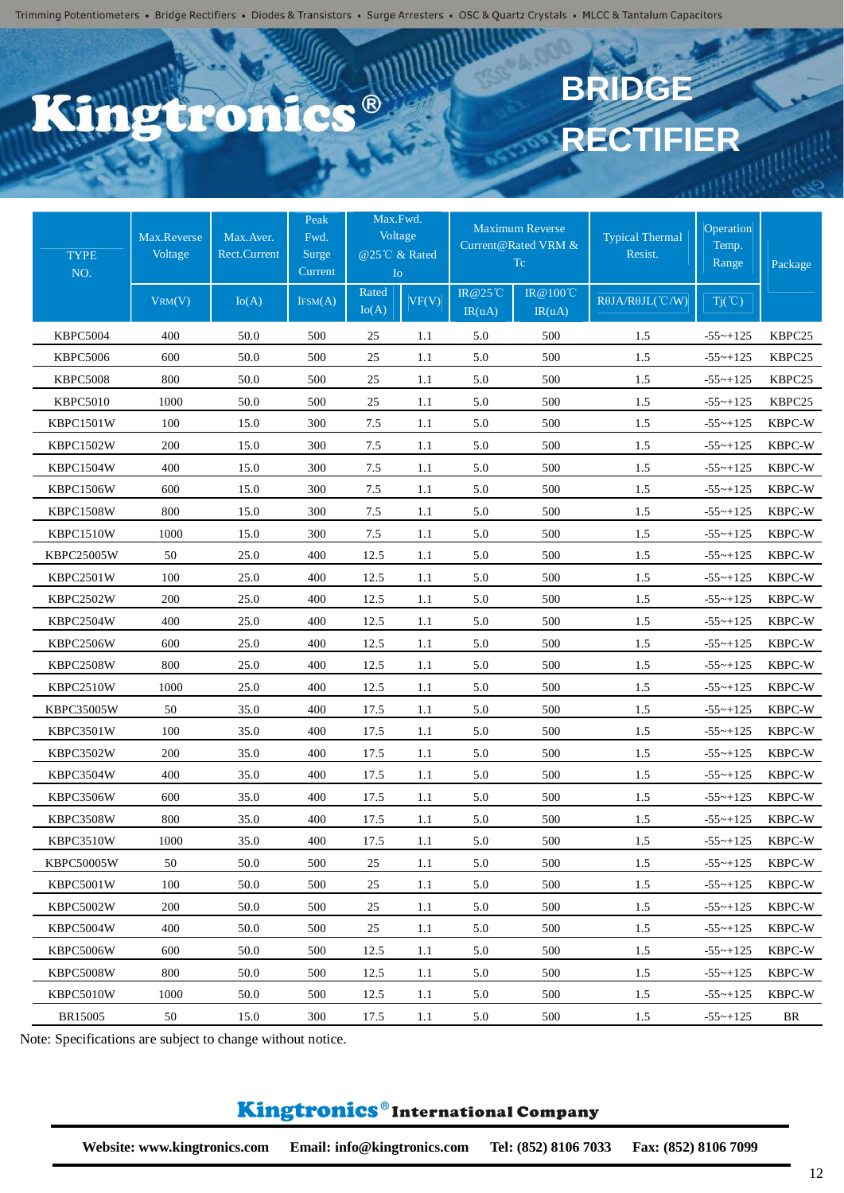# Kingtronics®

# BRIDGE RECTIFIER

| TYPE NO. | Max.Reverse Voltage | Max.Aver. Rect.Current | Peak Fwd. Surge Current | Max.Fwd. Voltage @25℃ & Rated Io | | Maximum Reverse Current@Rated VRM & Tc | | Typical Thermal Resist. | Operation Temp. Range | Package |
|---|---|---|---|---|---|---|---|---|---|---|
| | $V_{RM}$(V) | Io(A) | $I_{FSM}$(A) | Rated Io(A) | VF(V) | IR@25℃ IR(uA) | IR@100℃ IR(uA) | RθJA/RθJL(℃/W) | Tj(℃) | |
| KBPC5004 | 400 | 50.0 | 500 | 25 | 1.1 | 5.0 | 500 | 1.5 | -55~+125 | KBPC25 |
| KBPC5006 | 600 | 50.0 | 500 | 25 | 1.1 | 5.0 | 500 | 1.5 | -55~+125 | KBPC25 |
| KBPC5008 | 800 | 50.0 | 500 | 25 | 1.1 | 5.0 | 500 | 1.5 | -55~+125 | KBPC25 |
| KBPC5010 | 1000 | 50.0 | 500 | 25 | 1.1 | 5.0 | 500 | 1.5 | -55~+125 | KBPC25 |
| KBPC1501W | 100 | 15.0 | 300 | 7.5 | 1.1 | 5.0 | 500 | 1.5 | -55~+125 | KBPC-W |
| KBPC1502W | 200 | 15.0 | 300 | 7.5 | 1.1 | 5.0 | 500 | 1.5 | -55~+125 | KBPC-W |
| KBPC1504W | 400 | 15.0 | 300 | 7.5 | 1.1 | 5.0 | 500 | 1.5 | -55~+125 | KBPC-W |
| KBPC1506W | 600 | 15.0 | 300 | 7.5 | 1.1 | 5.0 | 500 | 1.5 | -55~+125 | KBPC-W |
| KBPC1508W | 800 | 15.0 | 300 | 7.5 | 1.1 | 5.0 | 500 | 1.5 | -55~+125 | KBPC-W |
| KBPC1510W | 1000 | 15.0 | 300 | 7.5 | 1.1 | 5.0 | 500 | 1.5 | -55~+125 | KBPC-W |
| KBPC25005W | 50 | 25.0 | 400 | 12.5 | 1.1 | 5.0 | 500 | 1.5 | -55~+125 | KBPC-W |
| KBPC2501W | 100 | 25.0 | 400 | 12.5 | 1.1 | 5.0 | 500 | 1.5 | -55~+125 | KBPC-W |
| KBPC2502W | 200 | 25.0 | 400 | 12.5 | 1.1 | 5.0 | 500 | 1.5 | -55~+125 | KBPC-W |
| KBPC2504W | 400 | 25.0 | 400 | 12.5 | 1.1 | 5.0 | 500 | 1.5 | -55~+125 | KBPC-W |
| KBPC2506W | 600 | 25.0 | 400 | 12.5 | 1.1 | 5.0 | 500 | 1.5 | -55~+125 | KBPC-W |
| KBPC2508W | 800 | 25.0 | 400 | 12.5 | 1.1 | 5.0 | 500 | 1.5 | -55~+125 | KBPC-W |
| KBPC2510W | 1000 | 25.0 | 400 | 12.5 | 1.1 | 5.0 | 500 | 1.5 | -55~+125 | KBPC-W |
| KBPC35005W | 50 | 35.0 | 400 | 17.5 | 1.1 | 5.0 | 500 | 1.5 | -55~+125 | KBPC-W |
| KBPC3501W | 100 | 35.0 | 400 | 17.5 | 1.1 | 5.0 | 500 | 1.5 | -55~+125 | KBPC-W |
| KBPC3502W | 200 | 35.0 | 400 | 17.5 | 1.1 | 5.0 | 500 | 1.5 | -55~+125 | KBPC-W |
| KBPC3504W | 400 | 35.0 | 400 | 17.5 | 1.1 | 5.0 | 500 | 1.5 | -55~+125 | KBPC-W |
| KBPC3506W | 600 | 35.0 | 400 | 17.5 | 1.1 | 5.0 | 500 | 1.5 | -55~+125 | KBPC-W |
| KBPC3508W | 800 | 35.0 | 400 | 17.5 | 1.1 | 5.0 | 500 | 1.5 | -55~+125 | KBPC-W |
| KBPC3510W | 1000 | 35.0 | 400 | 17.5 | 1.1 | 5.0 | 500 | 1.5 | -55~+125 | KBPC-W |
| KBPC50005W | 50 | 50.0 | 500 | 25 | 1.1 | 5.0 | 500 | 1.5 | -55~+125 | KBPC-W |
| KBPC5001W | 100 | 50.0 | 500 | 25 | 1.1 | 5.0 | 500 | 1.5 | -55~+125 | KBPC-W |
| KBPC5002W | 200 | 50.0 | 500 | 25 | 1.1 | 5.0 | 500 | 1.5 | -55~+125 | KBPC-W |
| KBPC5004W | 400 | 50.0 | 500 | 25 | 1.1 | 5.0 | 500 | 1.5 | -55~+125 | KBPC-W |
| KBPC5006W | 600 | 50.0 | 500 | 12.5 | 1.1 | 5.0 | 500 | 1.5 | -55~+125 | KBPC-W |
| KBPC5008W | 800 | 50.0 | 500 | 12.5 | 1.1 | 5.0 | 500 | 1.5 | -55~+125 | KBPC-W |
| KBPC5010W | 1000 | 50.0 | 500 | 12.5 | 1.1 | 5.0 | 500 | 1.5 | -55~+125 | KBPC-W |
| BR15005 | 50 | 15.0 | 300 | 17.5 | 1.1 | 5.0 | 500 | 1.5 | -55~+125 | BR |

Note: Specifications are subject to change without notice.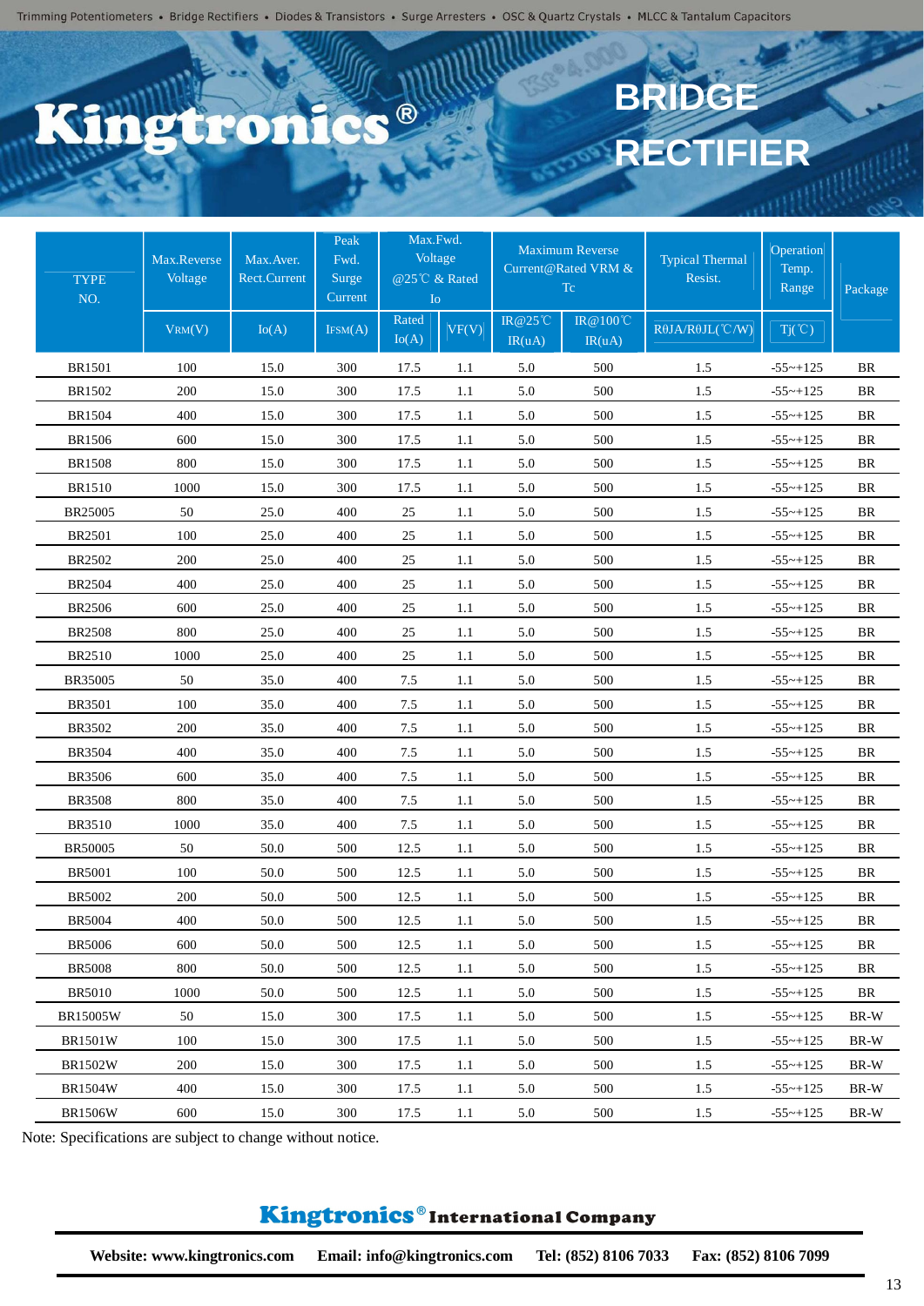Trimming Potentiometers • Bridge Rectifiers • Diodes & Transistors • Surge Arresters • OSC & Quartz Crystals • MLCC & Tantalum Capacitors

# Kingtronics®

# BRIDGE RECTIFIER

| TYPE NO. | Max.Reverse Voltage | Max.Aver. Rect.Current | Peak Fwd. Surge Current | Max.Fwd. Voltage @25℃ & Rated Io | | Maximum Reverse Current@Rated VRM & Tc | | Typical Thermal Resist. | Operation Temp. Range | Package |
|---|---|---|---|---|---|---|---|---|---|---|
| | $V_{RM}$(V) | Io(A) | $I_{FSM}$(A) | Rated Io(A) | VF(V) | IR@25℃ IR(uA) | IR@100℃ IR(uA) | RθJA/RθJL(℃/W) | Tj(℃) | |
| BR1501 | 100 | 15.0 | 300 | 17.5 | 1.1 | 5.0 | 500 | 1.5 | -55~+125 | BR |
| BR1502 | 200 | 15.0 | 300 | 17.5 | 1.1 | 5.0 | 500 | 1.5 | -55~+125 | BR |
| BR1504 | 400 | 15.0 | 300 | 17.5 | 1.1 | 5.0 | 500 | 1.5 | -55~+125 | BR |
| BR1506 | 600 | 15.0 | 300 | 17.5 | 1.1 | 5.0 | 500 | 1.5 | -55~+125 | BR |
| BR1508 | 800 | 15.0 | 300 | 17.5 | 1.1 | 5.0 | 500 | 1.5 | -55~+125 | BR |
| BR1510 | 1000 | 15.0 | 300 | 17.5 | 1.1 | 5.0 | 500 | 1.5 | -55~+125 | BR |
| BR25005 | 50 | 25.0 | 400 | 25 | 1.1 | 5.0 | 500 | 1.5 | -55~+125 | BR |
| BR2501 | 100 | 25.0 | 400 | 25 | 1.1 | 5.0 | 500 | 1.5 | -55~+125 | BR |
| BR2502 | 200 | 25.0 | 400 | 25 | 1.1 | 5.0 | 500 | 1.5 | -55~+125 | BR |
| BR2504 | 400 | 25.0 | 400 | 25 | 1.1 | 5.0 | 500 | 1.5 | -55~+125 | BR |
| BR2506 | 600 | 25.0 | 400 | 25 | 1.1 | 5.0 | 500 | 1.5 | -55~+125 | BR |
| BR2508 | 800 | 25.0 | 400 | 25 | 1.1 | 5.0 | 500 | 1.5 | -55~+125 | BR |
| BR2510 | 1000 | 25.0 | 400 | 25 | 1.1 | 5.0 | 500 | 1.5 | -55~+125 | BR |
| BR35005 | 50 | 35.0 | 400 | 7.5 | 1.1 | 5.0 | 500 | 1.5 | -55~+125 | BR |
| BR3501 | 100 | 35.0 | 400 | 7.5 | 1.1 | 5.0 | 500 | 1.5 | -55~+125 | BR |
| BR3502 | 200 | 35.0 | 400 | 7.5 | 1.1 | 5.0 | 500 | 1.5 | -55~+125 | BR |
| BR3504 | 400 | 35.0 | 400 | 7.5 | 1.1 | 5.0 | 500 | 1.5 | -55~+125 | BR |
| BR3506 | 600 | 35.0 | 400 | 7.5 | 1.1 | 5.0 | 500 | 1.5 | -55~+125 | BR |
| BR3508 | 800 | 35.0 | 400 | 7.5 | 1.1 | 5.0 | 500 | 1.5 | -55~+125 | BR |
| BR3510 | 1000 | 35.0 | 400 | 7.5 | 1.1 | 5.0 | 500 | 1.5 | -55~+125 | BR |
| BR50005 | 50 | 50.0 | 500 | 12.5 | 1.1 | 5.0 | 500 | 1.5 | -55~+125 | BR |
| BR5001 | 100 | 50.0 | 500 | 12.5 | 1.1 | 5.0 | 500 | 1.5 | -55~+125 | BR |
| BR5002 | 200 | 50.0 | 500 | 12.5 | 1.1 | 5.0 | 500 | 1.5 | -55~+125 | BR |
| BR5004 | 400 | 50.0 | 500 | 12.5 | 1.1 | 5.0 | 500 | 1.5 | -55~+125 | BR |
| BR5006 | 600 | 50.0 | 500 | 12.5 | 1.1 | 5.0 | 500 | 1.5 | -55~+125 | BR |
| BR5008 | 800 | 50.0 | 500 | 12.5 | 1.1 | 5.0 | 500 | 1.5 | -55~+125 | BR |
| BR5010 | 1000 | 50.0 | 500 | 12.5 | 1.1 | 5.0 | 500 | 1.5 | -55~+125 | BR |
| BR15005W | 50 | 15.0 | 300 | 17.5 | 1.1 | 5.0 | 500 | 1.5 | -55~+125 | BR-W |
| BR1501W | 100 | 15.0 | 300 | 17.5 | 1.1 | 5.0 | 500 | 1.5 | -55~+125 | BR-W |
| BR1502W | 200 | 15.0 | 300 | 17.5 | 1.1 | 5.0 | 500 | 1.5 | -55~+125 | BR-W |
| BR1504W | 400 | 15.0 | 300 | 17.5 | 1.1 | 5.0 | 500 | 1.5 | -55~+125 | BR-W |
| BR1506W | 600 | 15.0 | 300 | 17.5 | 1.1 | 5.0 | 500 | 1.5 | -55~+125 | BR-W |

Note: Specifications are subject to change without notice.

**Kingtronics® International Company**

**Website: www.kingtronics.com Email: info@kingtronics.com Tel: (852) 8106 7033 Fax: (852) 8106 7099**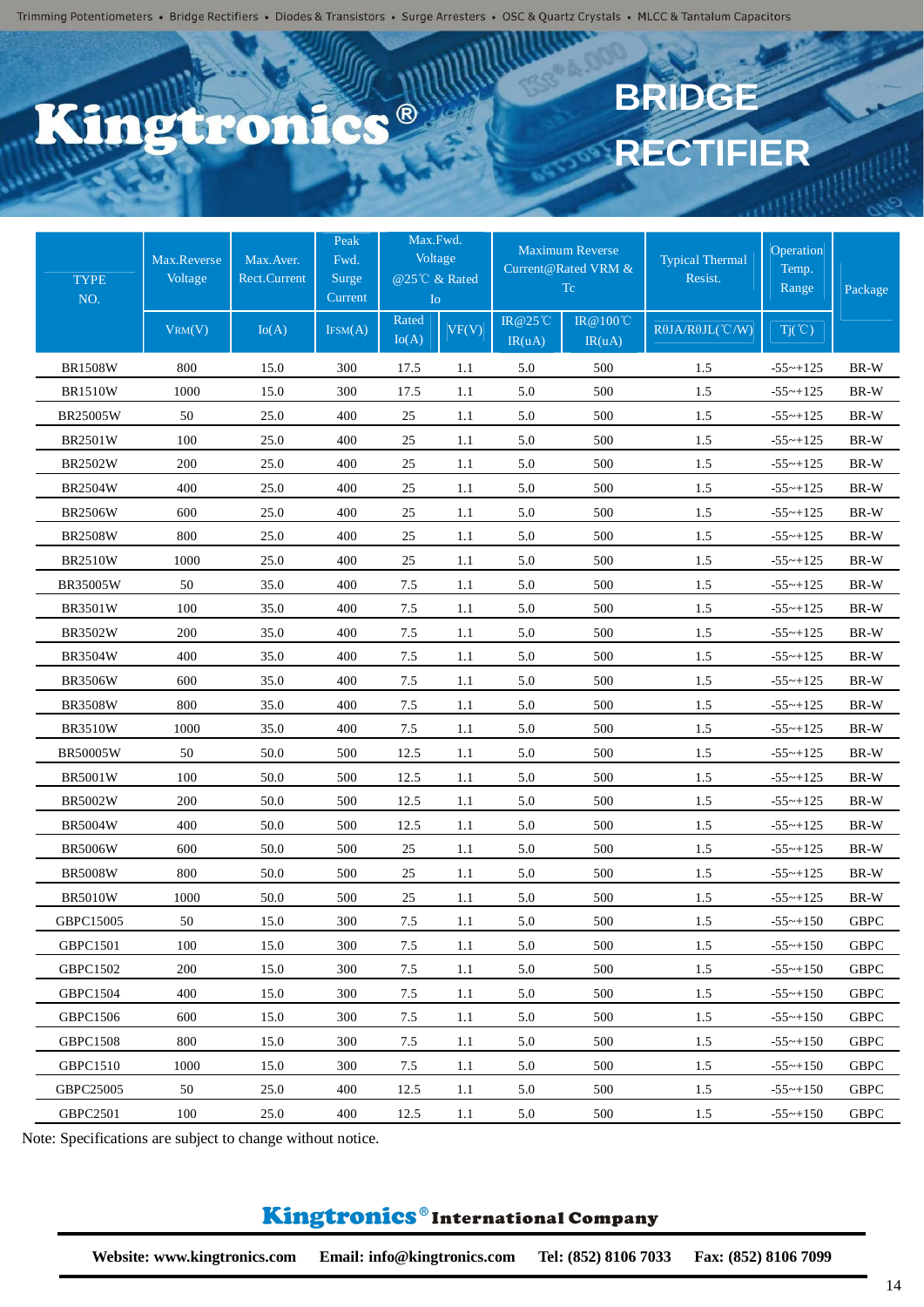Trimming Potentiometers • Bridge Rectifiers • Diodes & Transistors • Surge Arresters • OSC & Quartz Crystals • MLCC & Tantalum Capacitors

# Kingtronics®

# BRIDGE RECTIFIER

| TYPE NO. | Max.Reverse Voltage | Max.Aver. Rect.Current | Peak Fwd. Surge Current | Max.Fwd. Voltage @25℃ & Rated Io | | Maximum Reverse Current@Rated VRM & Tc | | Typical Thermal Resist. | Operation Temp. Range | Package |
|---|---|---|---|---|---|---|---|---|---|---|
| | $V_{RM}$(V) | Io(A) | $I_{FSM}$(A) | Rated Io(A) | VF(V) | IR@25℃ IR(uA) | IR@100℃ IR(uA) | RθJA/RθJL(℃/W) | Tj(℃) | |
| BR1508W | 800 | 15.0 | 300 | 17.5 | 1.1 | 5.0 | 500 | 1.5 | -55~+125 | BR-W |
| BR1510W | 1000 | 15.0 | 300 | 17.5 | 1.1 | 5.0 | 500 | 1.5 | -55~+125 | BR-W |
| BR25005W | 50 | 25.0 | 400 | 25 | 1.1 | 5.0 | 500 | 1.5 | -55~+125 | BR-W |
| BR2501W | 100 | 25.0 | 400 | 25 | 1.1 | 5.0 | 500 | 1.5 | -55~+125 | BR-W |
| BR2502W | 200 | 25.0 | 400 | 25 | 1.1 | 5.0 | 500 | 1.5 | -55~+125 | BR-W |
| BR2504W | 400 | 25.0 | 400 | 25 | 1.1 | 5.0 | 500 | 1.5 | -55~+125 | BR-W |
| BR2506W | 600 | 25.0 | 400 | 25 | 1.1 | 5.0 | 500 | 1.5 | -55~+125 | BR-W |
| BR2508W | 800 | 25.0 | 400 | 25 | 1.1 | 5.0 | 500 | 1.5 | -55~+125 | BR-W |
| BR2510W | 1000 | 25.0 | 400 | 25 | 1.1 | 5.0 | 500 | 1.5 | -55~+125 | BR-W |
| BR35005W | 50 | 35.0 | 400 | 7.5 | 1.1 | 5.0 | 500 | 1.5 | -55~+125 | BR-W |
| BR3501W | 100 | 35.0 | 400 | 7.5 | 1.1 | 5.0 | 500 | 1.5 | -55~+125 | BR-W |
| BR3502W | 200 | 35.0 | 400 | 7.5 | 1.1 | 5.0 | 500 | 1.5 | -55~+125 | BR-W |
| BR3504W | 400 | 35.0 | 400 | 7.5 | 1.1 | 5.0 | 500 | 1.5 | -55~+125 | BR-W |
| BR3506W | 600 | 35.0 | 400 | 7.5 | 1.1 | 5.0 | 500 | 1.5 | -55~+125 | BR-W |
| BR3508W | 800 | 35.0 | 400 | 7.5 | 1.1 | 5.0 | 500 | 1.5 | -55~+125 | BR-W |
| BR3510W | 1000 | 35.0 | 400 | 7.5 | 1.1 | 5.0 | 500 | 1.5 | -55~+125 | BR-W |
| BR50005W | 50 | 50.0 | 500 | 12.5 | 1.1 | 5.0 | 500 | 1.5 | -55~+125 | BR-W |
| BR5001W | 100 | 50.0 | 500 | 12.5 | 1.1 | 5.0 | 500 | 1.5 | -55~+125 | BR-W |
| BR5002W | 200 | 50.0 | 500 | 12.5 | 1.1 | 5.0 | 500 | 1.5 | -55~+125 | BR-W |
| BR5004W | 400 | 50.0 | 500 | 12.5 | 1.1 | 5.0 | 500 | 1.5 | -55~+125 | BR-W |
| BR5006W | 600 | 50.0 | 500 | 25 | 1.1 | 5.0 | 500 | 1.5 | -55~+125 | BR-W |
| BR5008W | 800 | 50.0 | 500 | 25 | 1.1 | 5.0 | 500 | 1.5 | -55~+125 | BR-W |
| BR5010W | 1000 | 50.0 | 500 | 25 | 1.1 | 5.0 | 500 | 1.5 | -55~+125 | BR-W |
| GBPC15005 | 50 | 15.0 | 300 | 7.5 | 1.1 | 5.0 | 500 | 1.5 | -55~+150 | GBPC |
| GBPC1501 | 100 | 15.0 | 300 | 7.5 | 1.1 | 5.0 | 500 | 1.5 | -55~+150 | GBPC |
| GBPC1502 | 200 | 15.0 | 300 | 7.5 | 1.1 | 5.0 | 500 | 1.5 | -55~+150 | GBPC |
| GBPC1504 | 400 | 15.0 | 300 | 7.5 | 1.1 | 5.0 | 500 | 1.5 | -55~+150 | GBPC |
| GBPC1506 | 600 | 15.0 | 300 | 7.5 | 1.1 | 5.0 | 500 | 1.5 | -55~+150 | GBPC |
| GBPC1508 | 800 | 15.0 | 300 | 7.5 | 1.1 | 5.0 | 500 | 1.5 | -55~+150 | GBPC |
| GBPC1510 | 1000 | 15.0 | 300 | 7.5 | 1.1 | 5.0 | 500 | 1.5 | -55~+150 | GBPC |
| GBPC25005 | 50 | 25.0 | 400 | 12.5 | 1.1 | 5.0 | 500 | 1.5 | -55~+150 | GBPC |
| GBPC2501 | 100 | 25.0 | 400 | 12.5 | 1.1 | 5.0 | 500 | 1.5 | -55~+150 | GBPC |

Note: Specifications are subject to change without notice.

**Kingtronics® International Company**

**Website: www.kingtronics.com    Email: info@kingtronics.com    Tel: (852) 8106 7033    Fax: (852) 8106 7099**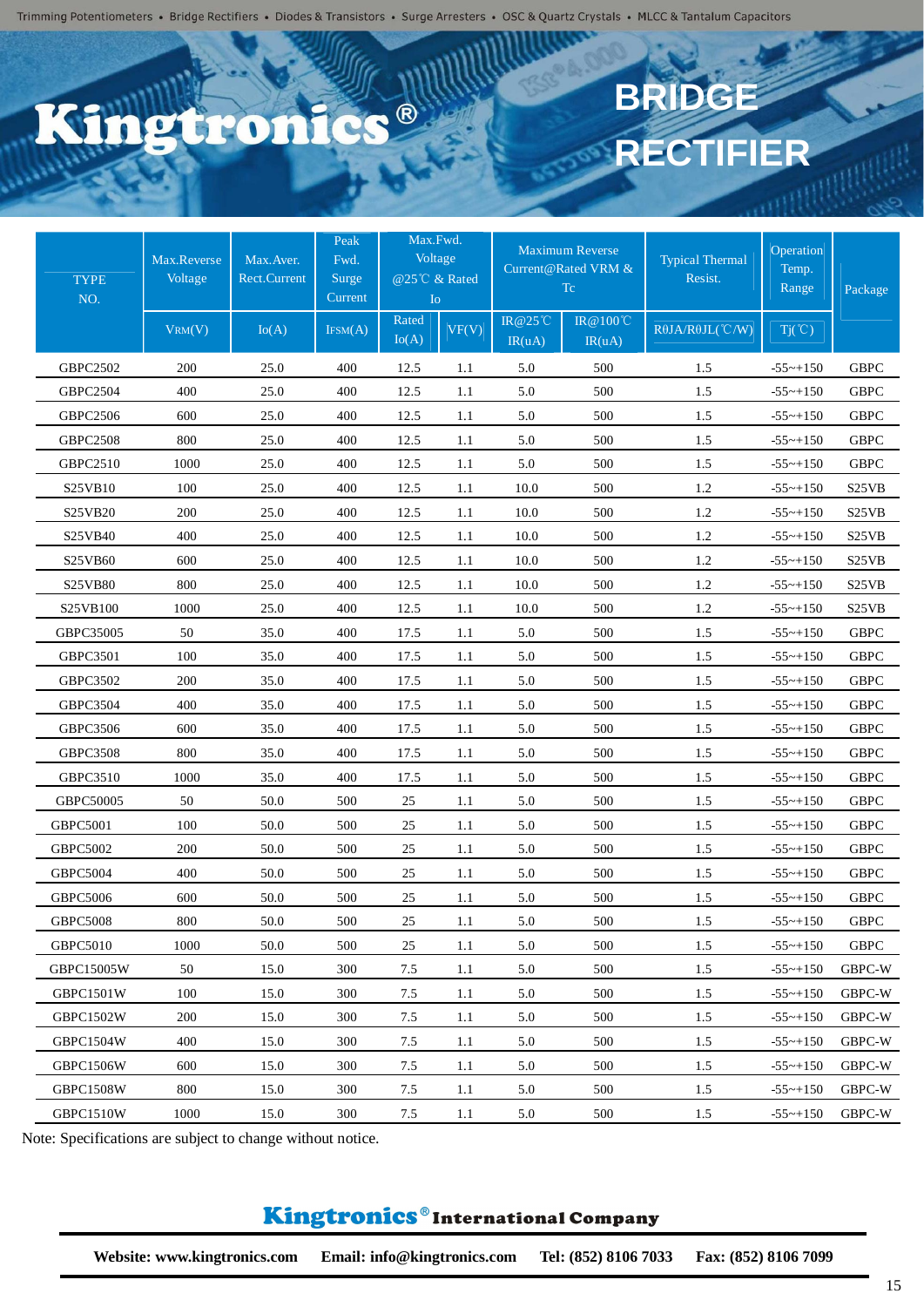Trimming Potentiometers • Bridge Rectifiers • Diodes & Transistors • Surge Arresters • OSC & Quartz Crystals • MLCC & Tantalum Capacitors

# Kingtronics®

# BRIDGE RECTIFIER

| TYPE NO. | Max.Reverse Voltage | Max.Aver. Rect.Current | Peak Fwd. Surge Current | Max.Fwd. Voltage @25℃ & Rated Io | | Maximum Reverse Current@Rated VRM & Tc | | Typical Thermal Resist. | Operation Temp. Range | Package |
|---|---|---|---|---|---|---|---|---|---|---|
| | $V_{RM}$(V) | Io(A) | $I_{FSM}$(A) | Rated Io(A) | VF(V) | IR@25℃ IR(uA) | IR@100℃ IR(uA) | RθJA/RθJL(℃/W) | Tj(℃) | |
| GBPC2502 | 200 | 25.0 | 400 | 12.5 | 1.1 | 5.0 | 500 | 1.5 | -55~+150 | GBPC |
| GBPC2504 | 400 | 25.0 | 400 | 12.5 | 1.1 | 5.0 | 500 | 1.5 | -55~+150 | GBPC |
| GBPC2506 | 600 | 25.0 | 400 | 12.5 | 1.1 | 5.0 | 500 | 1.5 | -55~+150 | GBPC |
| GBPC2508 | 800 | 25.0 | 400 | 12.5 | 1.1 | 5.0 | 500 | 1.5 | -55~+150 | GBPC |
| GBPC2510 | 1000 | 25.0 | 400 | 12.5 | 1.1 | 5.0 | 500 | 1.5 | -55~+150 | GBPC |
| S25VB10 | 100 | 25.0 | 400 | 12.5 | 1.1 | 10.0 | 500 | 1.2 | -55~+150 | S25VB |
| S25VB20 | 200 | 25.0 | 400 | 12.5 | 1.1 | 10.0 | 500 | 1.2 | -55~+150 | S25VB |
| S25VB40 | 400 | 25.0 | 400 | 12.5 | 1.1 | 10.0 | 500 | 1.2 | -55~+150 | S25VB |
| S25VB60 | 600 | 25.0 | 400 | 12.5 | 1.1 | 10.0 | 500 | 1.2 | -55~+150 | S25VB |
| S25VB80 | 800 | 25.0 | 400 | 12.5 | 1.1 | 10.0 | 500 | 1.2 | -55~+150 | S25VB |
| S25VB100 | 1000 | 25.0 | 400 | 12.5 | 1.1 | 10.0 | 500 | 1.2 | -55~+150 | S25VB |
| GBPC35005 | 50 | 35.0 | 400 | 17.5 | 1.1 | 5.0 | 500 | 1.5 | -55~+150 | GBPC |
| GBPC3501 | 100 | 35.0 | 400 | 17.5 | 1.1 | 5.0 | 500 | 1.5 | -55~+150 | GBPC |
| GBPC3502 | 200 | 35.0 | 400 | 17.5 | 1.1 | 5.0 | 500 | 1.5 | -55~+150 | GBPC |
| GBPC3504 | 400 | 35.0 | 400 | 17.5 | 1.1 | 5.0 | 500 | 1.5 | -55~+150 | GBPC |
| GBPC3506 | 600 | 35.0 | 400 | 17.5 | 1.1 | 5.0 | 500 | 1.5 | -55~+150 | GBPC |
| GBPC3508 | 800 | 35.0 | 400 | 17.5 | 1.1 | 5.0 | 500 | 1.5 | -55~+150 | GBPC |
| GBPC3510 | 1000 | 35.0 | 400 | 17.5 | 1.1 | 5.0 | 500 | 1.5 | -55~+150 | GBPC |
| GBPC50005 | 50 | 50.0 | 500 | 25 | 1.1 | 5.0 | 500 | 1.5 | -55~+150 | GBPC |
| GBPC5001 | 100 | 50.0 | 500 | 25 | 1.1 | 5.0 | 500 | 1.5 | -55~+150 | GBPC |
| GBPC5002 | 200 | 50.0 | 500 | 25 | 1.1 | 5.0 | 500 | 1.5 | -55~+150 | GBPC |
| GBPC5004 | 400 | 50.0 | 500 | 25 | 1.1 | 5.0 | 500 | 1.5 | -55~+150 | GBPC |
| GBPC5006 | 600 | 50.0 | 500 | 25 | 1.1 | 5.0 | 500 | 1.5 | -55~+150 | GBPC |
| GBPC5008 | 800 | 50.0 | 500 | 25 | 1.1 | 5.0 | 500 | 1.5 | -55~+150 | GBPC |
| GBPC5010 | 1000 | 50.0 | 500 | 25 | 1.1 | 5.0 | 500 | 1.5 | -55~+150 | GBPC |
| GBPC15005W | 50 | 15.0 | 300 | 7.5 | 1.1 | 5.0 | 500 | 1.5 | -55~+150 | GBPC-W |
| GBPC1501W | 100 | 15.0 | 300 | 7.5 | 1.1 | 5.0 | 500 | 1.5 | -55~+150 | GBPC-W |
| GBPC1502W | 200 | 15.0 | 300 | 7.5 | 1.1 | 5.0 | 500 | 1.5 | -55~+150 | GBPC-W |
| GBPC1504W | 400 | 15.0 | 300 | 7.5 | 1.1 | 5.0 | 500 | 1.5 | -55~+150 | GBPC-W |
| GBPC1506W | 600 | 15.0 | 300 | 7.5 | 1.1 | 5.0 | 500 | 1.5 | -55~+150 | GBPC-W |
| GBPC1508W | 800 | 15.0 | 300 | 7.5 | 1.1 | 5.0 | 500 | 1.5 | -55~+150 | GBPC-W |
| GBPC1510W | 1000 | 15.0 | 300 | 7.5 | 1.1 | 5.0 | 500 | 1.5 | -55~+150 | GBPC-W |

Note: Specifications are subject to change without notice.

**Kingtronics® International Company**

**Website: www.kingtronics.com Email: info@kingtronics.com Tel: (852) 8106 7033 Fax: (852) 8106 7099**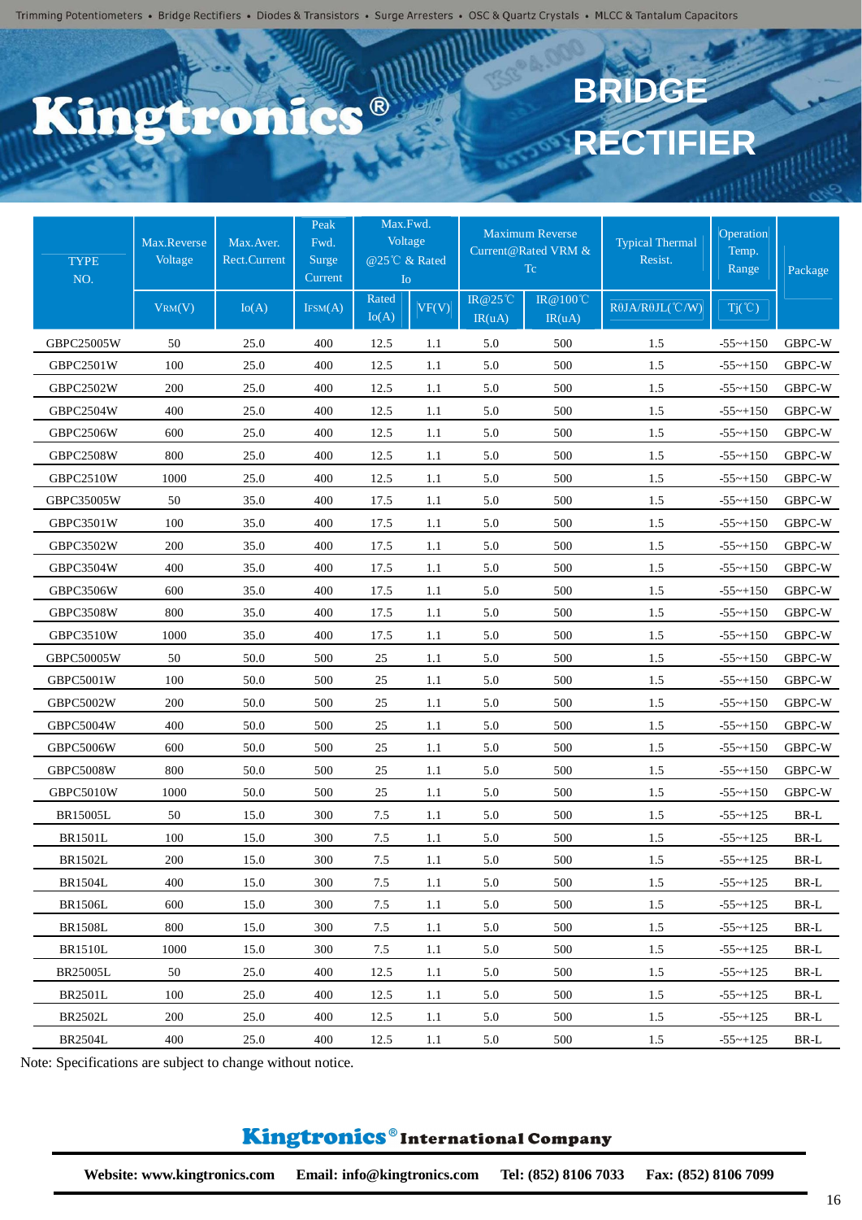Trimming Potentiometers • Bridge Rectifiers • Diodes & Transistors • Surge Arresters • OSC & Quartz Crystals • MLCC & Tantalum Capacitors

# Kingtronics®

# BRIDGE RECTIFIER

| TYPE NO. | Max.Reverse Voltage | Max.Aver. Rect.Current | Peak Fwd. Surge Current | Max.Fwd. Voltage @25℃ & Rated Io | | Maximum Reverse Current@Rated VRM & Tc | | Typical Thermal Resist. | Operation Temp. Range | Package |
|---|---|---|---|---|---|---|---|---|---|---|
| | VRM(V) | Io(A) | IFSM(A) | Rated Io(A) | VF(V) | IR@25℃ IR(uA) | IR@100℃ IR(uA) | RθJA/RθJL(℃/W) | Tj(℃) | |
| GBPC25005W | 50 | 25.0 | 400 | 12.5 | 1.1 | 5.0 | 500 | 1.5 | -55~+150 | GBPC-W |
| GBPC2501W | 100 | 25.0 | 400 | 12.5 | 1.1 | 5.0 | 500 | 1.5 | -55~+150 | GBPC-W |
| GBPC2502W | 200 | 25.0 | 400 | 12.5 | 1.1 | 5.0 | 500 | 1.5 | -55~+150 | GBPC-W |
| GBPC2504W | 400 | 25.0 | 400 | 12.5 | 1.1 | 5.0 | 500 | 1.5 | -55~+150 | GBPC-W |
| GBPC2506W | 600 | 25.0 | 400 | 12.5 | 1.1 | 5.0 | 500 | 1.5 | -55~+150 | GBPC-W |
| GBPC2508W | 800 | 25.0 | 400 | 12.5 | 1.1 | 5.0 | 500 | 1.5 | -55~+150 | GBPC-W |
| GBPC2510W | 1000 | 25.0 | 400 | 12.5 | 1.1 | 5.0 | 500 | 1.5 | -55~+150 | GBPC-W |
| GBPC35005W | 50 | 35.0 | 400 | 17.5 | 1.1 | 5.0 | 500 | 1.5 | -55~+150 | GBPC-W |
| GBPC3501W | 100 | 35.0 | 400 | 17.5 | 1.1 | 5.0 | 500 | 1.5 | -55~+150 | GBPC-W |
| GBPC3502W | 200 | 35.0 | 400 | 17.5 | 1.1 | 5.0 | 500 | 1.5 | -55~+150 | GBPC-W |
| GBPC3504W | 400 | 35.0 | 400 | 17.5 | 1.1 | 5.0 | 500 | 1.5 | -55~+150 | GBPC-W |
| GBPC3506W | 600 | 35.0 | 400 | 17.5 | 1.1 | 5.0 | 500 | 1.5 | -55~+150 | GBPC-W |
| GBPC3508W | 800 | 35.0 | 400 | 17.5 | 1.1 | 5.0 | 500 | 1.5 | -55~+150 | GBPC-W |
| GBPC3510W | 1000 | 35.0 | 400 | 17.5 | 1.1 | 5.0 | 500 | 1.5 | -55~+150 | GBPC-W |
| GBPC50005W | 50 | 50.0 | 500 | 25 | 1.1 | 5.0 | 500 | 1.5 | -55~+150 | GBPC-W |
| GBPC5001W | 100 | 50.0 | 500 | 25 | 1.1 | 5.0 | 500 | 1.5 | -55~+150 | GBPC-W |
| GBPC5002W | 200 | 50.0 | 500 | 25 | 1.1 | 5.0 | 500 | 1.5 | -55~+150 | GBPC-W |
| GBPC5004W | 400 | 50.0 | 500 | 25 | 1.1 | 5.0 | 500 | 1.5 | -55~+150 | GBPC-W |
| GBPC5006W | 600 | 50.0 | 500 | 25 | 1.1 | 5.0 | 500 | 1.5 | -55~+150 | GBPC-W |
| GBPC5008W | 800 | 50.0 | 500 | 25 | 1.1 | 5.0 | 500 | 1.5 | -55~+150 | GBPC-W |
| GBPC5010W | 1000 | 50.0 | 500 | 25 | 1.1 | 5.0 | 500 | 1.5 | -55~+150 | GBPC-W |
| BR15005L | 50 | 15.0 | 300 | 7.5 | 1.1 | 5.0 | 500 | 1.5 | -55~+125 | BR-L |
| BR1501L | 100 | 15.0 | 300 | 7.5 | 1.1 | 5.0 | 500 | 1.5 | -55~+125 | BR-L |
| BR1502L | 200 | 15.0 | 300 | 7.5 | 1.1 | 5.0 | 500 | 1.5 | -55~+125 | BR-L |
| BR1504L | 400 | 15.0 | 300 | 7.5 | 1.1 | 5.0 | 500 | 1.5 | -55~+125 | BR-L |
| BR1506L | 600 | 15.0 | 300 | 7.5 | 1.1 | 5.0 | 500 | 1.5 | -55~+125 | BR-L |
| BR1508L | 800 | 15.0 | 300 | 7.5 | 1.1 | 5.0 | 500 | 1.5 | -55~+125 | BR-L |
| BR1510L | 1000 | 15.0 | 300 | 7.5 | 1.1 | 5.0 | 500 | 1.5 | -55~+125 | BR-L |
| BR25005L | 50 | 25.0 | 400 | 12.5 | 1.1 | 5.0 | 500 | 1.5 | -55~+125 | BR-L |
| BR2501L | 100 | 25.0 | 400 | 12.5 | 1.1 | 5.0 | 500 | 1.5 | -55~+125 | BR-L |
| BR2502L | 200 | 25.0 | 400 | 12.5 | 1.1 | 5.0 | 500 | 1.5 | -55~+125 | BR-L |
| BR2504L | 400 | 25.0 | 400 | 12.5 | 1.1 | 5.0 | 500 | 1.5 | -55~+125 | BR-L |

Note: Specifications are subject to change without notice.

**Kingtronics® International Company**

**Website: www.kingtronics.com Email: info@kingtronics.com Tel: (852) 8106 7033 Fax: (852) 8106 7099**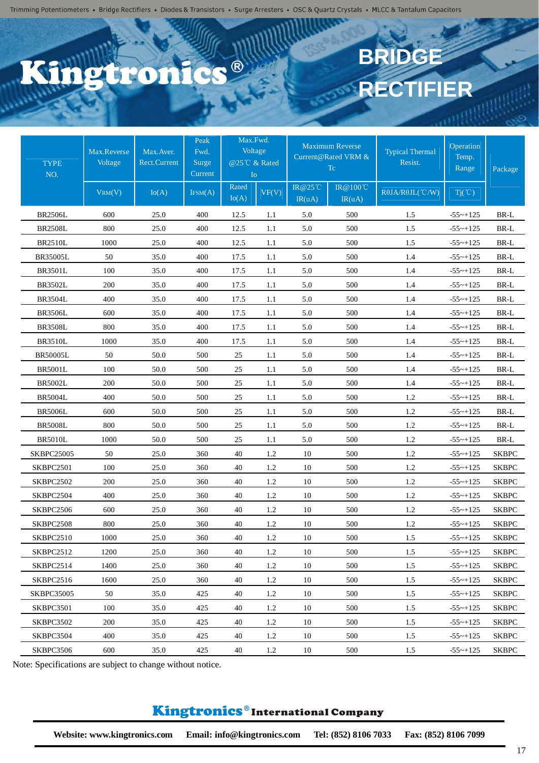Trimming Potentiometers • Bridge Rectifiers • Diodes & Transistors • Surge Arresters • OSC & Quartz Crystals • MLCC & Tantalum Capacitors

# Kingtronics®

# BRIDGE RECTIFIER

| TYPE NO. | Max.Reverse Voltage | Max.Aver. Rect.Current | Peak Fwd. Surge Current | Max.Fwd. Voltage @25℃ & Rated Io | | Maximum Reverse Current@Rated VRM & Tc | | Typical Thermal Resist. | Operation Temp. Range | Package |
|---|---|---|---|---|---|---|---|---|---|---|
| | $V_{RM}$(V) | Io(A) | $I_{FSM}$(A) | Rated Io(A) | VF(V) | IR@25℃ IR(uA) | IR@100℃ IR(uA) | RθJA/RθJL(℃/W) | Tj(℃) | |
| BR2506L | 600 | 25.0 | 400 | 12.5 | 1.1 | 5.0 | 500 | 1.5 | -55~+125 | BR-L |
| BR2508L | 800 | 25.0 | 400 | 12.5 | 1.1 | 5.0 | 500 | 1.5 | -55~+125 | BR-L |
| BR2510L | 1000 | 25.0 | 400 | 12.5 | 1.1 | 5.0 | 500 | 1.5 | -55~+125 | BR-L |
| BR35005L | 50 | 35.0 | 400 | 17.5 | 1.1 | 5.0 | 500 | 1.4 | -55~+125 | BR-L |
| BR3501L | 100 | 35.0 | 400 | 17.5 | 1.1 | 5.0 | 500 | 1.4 | -55~+125 | BR-L |
| BR3502L | 200 | 35.0 | 400 | 17.5 | 1.1 | 5.0 | 500 | 1.4 | -55~+125 | BR-L |
| BR3504L | 400 | 35.0 | 400 | 17.5 | 1.1 | 5.0 | 500 | 1.4 | -55~+125 | BR-L |
| BR3506L | 600 | 35.0 | 400 | 17.5 | 1.1 | 5.0 | 500 | 1.4 | -55~+125 | BR-L |
| BR3508L | 800 | 35.0 | 400 | 17.5 | 1.1 | 5.0 | 500 | 1.4 | -55~+125 | BR-L |
| BR3510L | 1000 | 35.0 | 400 | 17.5 | 1.1 | 5.0 | 500 | 1.4 | -55~+125 | BR-L |
| BR50005L | 50 | 50.0 | 500 | 25 | 1.1 | 5.0 | 500 | 1.4 | -55~+125 | BR-L |
| BR5001L | 100 | 50.0 | 500 | 25 | 1.1 | 5.0 | 500 | 1.4 | -55~+125 | BR-L |
| BR5002L | 200 | 50.0 | 500 | 25 | 1.1 | 5.0 | 500 | 1.4 | -55~+125 | BR-L |
| BR5004L | 400 | 50.0 | 500 | 25 | 1.1 | 5.0 | 500 | 1.2 | -55~+125 | BR-L |
| BR5006L | 600 | 50.0 | 500 | 25 | 1.1 | 5.0 | 500 | 1.2 | -55~+125 | BR-L |
| BR5008L | 800 | 50.0 | 500 | 25 | 1.1 | 5.0 | 500 | 1.2 | -55~+125 | BR-L |
| BR5010L | 1000 | 50.0 | 500 | 25 | 1.1 | 5.0 | 500 | 1.2 | -55~+125 | BR-L |
| SKBPC25005 | 50 | 25.0 | 360 | 40 | 1.2 | 10 | 500 | 1.2 | -55~+125 | SKBPC |
| SKBPC2501 | 100 | 25.0 | 360 | 40 | 1.2 | 10 | 500 | 1.2 | -55~+125 | SKBPC |
| SKBPC2502 | 200 | 25.0 | 360 | 40 | 1.2 | 10 | 500 | 1.2 | -55~+125 | SKBPC |
| SKBPC2504 | 400 | 25.0 | 360 | 40 | 1.2 | 10 | 500 | 1.2 | -55~+125 | SKBPC |
| SKBPC2506 | 600 | 25.0 | 360 | 40 | 1.2 | 10 | 500 | 1.2 | -55~+125 | SKBPC |
| SKBPC2508 | 800 | 25.0 | 360 | 40 | 1.2 | 10 | 500 | 1.2 | -55~+125 | SKBPC |
| SKBPC2510 | 1000 | 25.0 | 360 | 40 | 1.2 | 10 | 500 | 1.5 | -55~+125 | SKBPC |
| SKBPC2512 | 1200 | 25.0 | 360 | 40 | 1.2 | 10 | 500 | 1.5 | -55~+125 | SKBPC |
| SKBPC2514 | 1400 | 25.0 | 360 | 40 | 1.2 | 10 | 500 | 1.5 | -55~+125 | SKBPC |
| SKBPC2516 | 1600 | 25.0 | 360 | 40 | 1.2 | 10 | 500 | 1.5 | -55~+125 | SKBPC |
| SKBPC35005 | 50 | 35.0 | 425 | 40 | 1.2 | 10 | 500 | 1.5 | -55~+125 | SKBPC |
| SKBPC3501 | 100 | 35.0 | 425 | 40 | 1.2 | 10 | 500 | 1.5 | -55~+125 | SKBPC |
| SKBPC3502 | 200 | 35.0 | 425 | 40 | 1.2 | 10 | 500 | 1.5 | -55~+125 | SKBPC |
| SKBPC3504 | 400 | 35.0 | 425 | 40 | 1.2 | 10 | 500 | 1.5 | -55~+125 | SKBPC |
| SKBPC3506 | 600 | 35.0 | 425 | 40 | 1.2 | 10 | 500 | 1.5 | -55~+125 | SKBPC |

Note: Specifications are subject to change without notice.

**Kingtronics® International Company**

**Website: www.kingtronics.com Email: info@kingtronics.com Tel: (852) 8106 7033 Fax: (852) 8106 7099**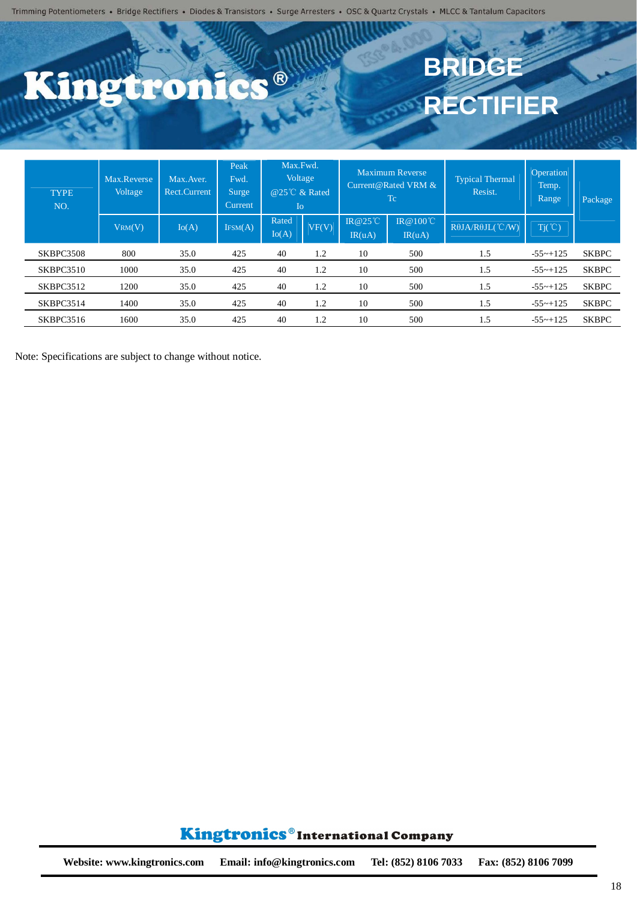Trimming Potentiometers • Bridge Rectifiers • Diodes & Transistors • Surge Arresters • OSC & Quartz Crystals • MLCC & Tantalum Capacitors

# Kingtronics®

# BRIDGE RECTIFIER

| TYPE NO. | Max.Reverse Voltage | Max.Aver. Rect.Current | Peak Fwd. Surge Current | Max.Fwd. Voltage @25℃ & Rated Io | | Maximum Reverse Current@Rated VRM & Tc | | Typical Thermal Resist. | Operation Temp. Range | Package |
|---|---|---|---|---|---|---|---|---|---|---|
| | VRM(V) | Io(A) | IFSM(A) | Rated Io(A) | VF(V) | IR@25℃ IR(uA) | IR@100℃ IR(uA) | RθJA/RθJL(℃/W) | Tj(℃) | |
| SKBPC3508 | 800 | 35.0 | 425 | 40 | 1.2 | 10 | 500 | 1.5 | -55~+125 | SKBPC |
| SKBPC3510 | 1000 | 35.0 | 425 | 40 | 1.2 | 10 | 500 | 1.5 | -55~+125 | SKBPC |
| SKBPC3512 | 1200 | 35.0 | 425 | 40 | 1.2 | 10 | 500 | 1.5 | -55~+125 | SKBPC |
| SKBPC3514 | 1400 | 35.0 | 425 | 40 | 1.2 | 10 | 500 | 1.5 | -55~+125 | SKBPC |
| SKBPC3516 | 1600 | 35.0 | 425 | 40 | 1.2 | 10 | 500 | 1.5 | -55~+125 | SKBPC |

Note: Specifications are subject to change without notice.

**Kingtronics® International Company**

**Website: www.kingtronics.com Email: info@kingtronics.com Tel: (852) 8106 7033 Fax: (852) 8106 7099**